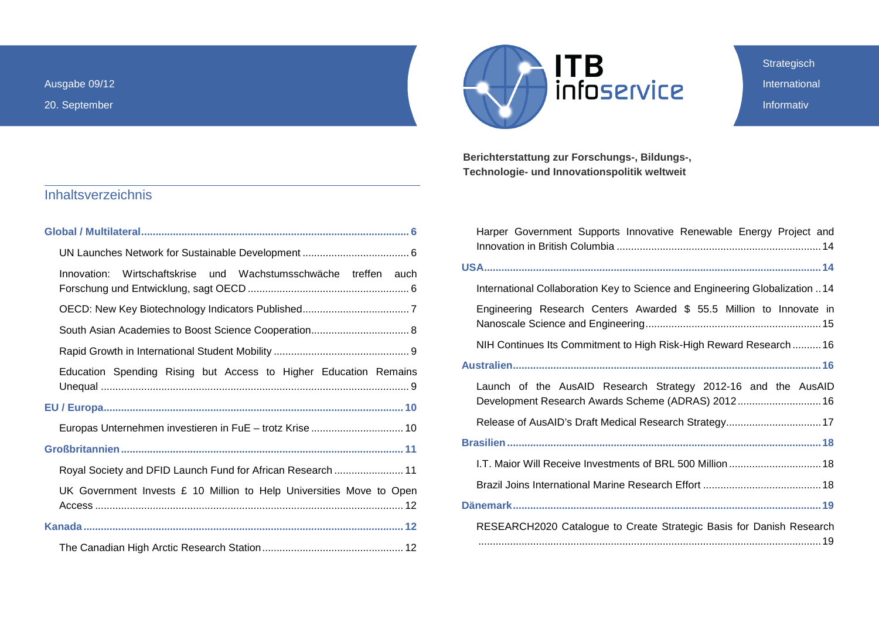Ausgabe 09/12

20. September

ITB infoservice

Strategisch

International

Informativ

**Berichterstattung zur Forschungs-, Bildungs-, Technologie- und Innovationspolitik weltweit**

## Inhaltsverzeichnis

**Global / Multilateral** ........ 6

- UN Launches Network for Sustainable Development ........ 6
- Innovation: Wirtschaftskrise und Wachstumsschwäche treffen auch Forschung und Entwicklung, sagt OECD ........ 6
- OECD: New Key Biotechnology Indicators Published ........ 7
- South Asian Academies to Boost Science Cooperation ........ 8
- Rapid Growth in International Student Mobility ........ 9
- Education Spending Rising but Access to Higher Education Remains Unequal ........ 9

**EU / Europa** ........ 10

- Europas Unternehmen investieren in FuE – trotz Krise ........ 10

**Großbritannien** ........ 11

- Royal Society and DFID Launch Fund for African Research ........ 11
- UK Government Invests £ 10 Million to Help Universities Move to Open Access ........ 12

**Kanada** ........ 12

- The Canadian High Arctic Research Station ........ 12
- Harper Government Supports Innovative Renewable Energy Project and Innovation in British Columbia ........ 14

**USA** ........ 14

- International Collaboration Key to Science and Engineering Globalization ........ 14
- Engineering Research Centers Awarded $ 55.5 Million to Innovate in Nanoscale Science and Engineering ........ 15
- NIH Continues Its Commitment to High Risk-High Reward Research ........ 16

**Australien** ........ 16

- Launch of the AusAID Research Strategy 2012-16 and the AusAID Development Research Awards Scheme (ADRAS) 2012 ........ 16
- Release of AusAID's Draft Medical Research Strategy ........ 17

**Brasilien** ........ 18

- I.T. Maior Will Receive Investments of BRL 500 Million ........ 18
- Brazil Joins International Marine Research Effort ........ 18

**Dänemark** ........ 19

- RESEARCH2020 Catalogue to Create Strategic Basis for Danish Research ........ 19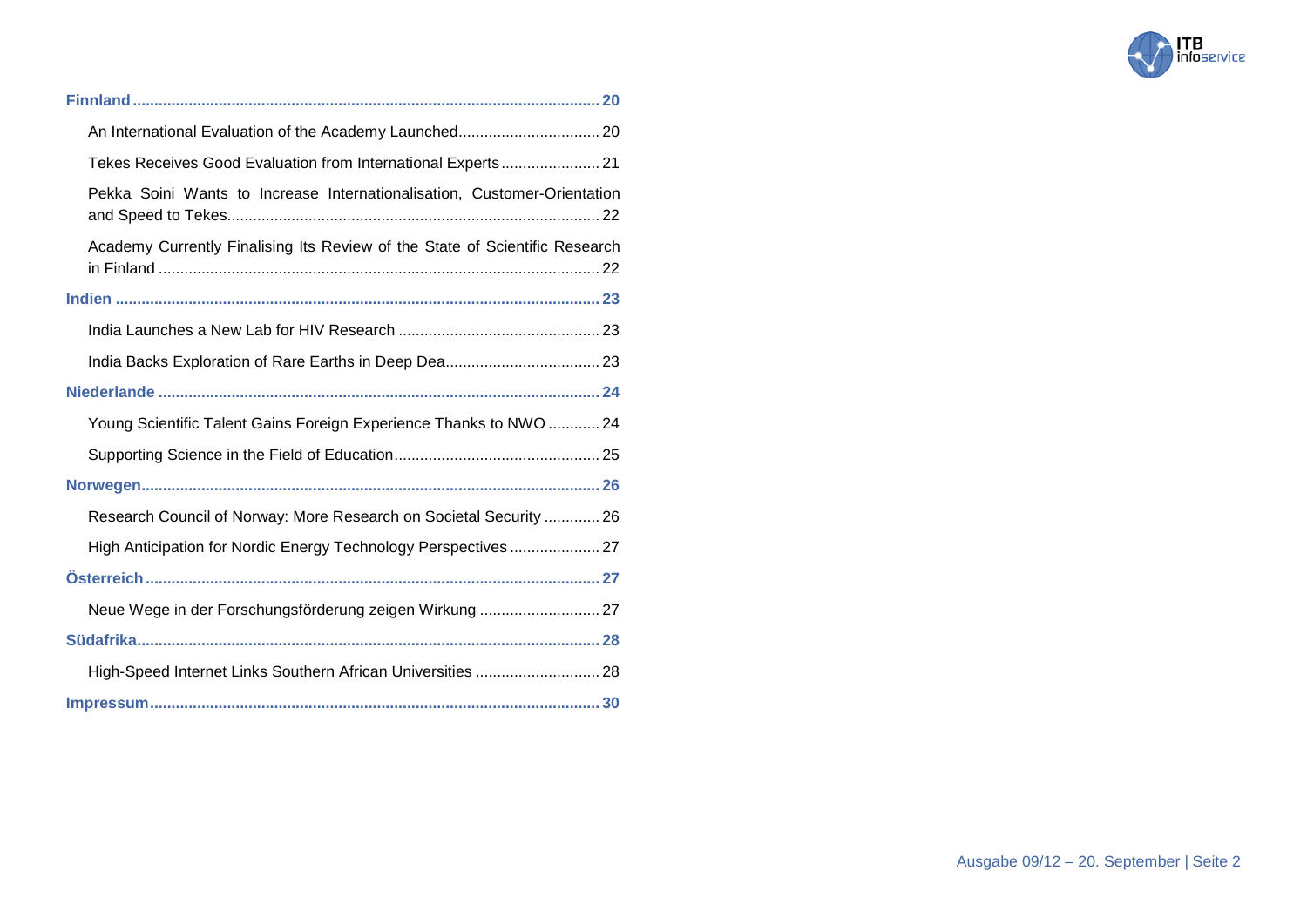**Finnland** ........................................................................................................... **20**

An International Evaluation of the Academy Launched................................. 20

Tekes Receives Good Evaluation from International Experts....................... 21

Pekka Soini Wants to Increase Internationalisation, Customer-Orientation and Speed to Tekes..................................................................................... 22

Academy Currently Finalising Its Review of the State of Scientific Research in Finland ..................................................................................................... 22

**Indien** ................................................................................................................ **23**

India Launches a New Lab for HIV Research ............................................... 23

India Backs Exploration of Rare Earths in Deep Dea.................................... 23

**Niederlande** ...................................................................................................... **24**

Young Scientific Talent Gains Foreign Experience Thanks to NWO ............ 24

Supporting Science in the Field of Education................................................ 25

**Norwegen**.......................................................................................................... **26**

Research Council of Norway: More Research on Societal Security ............. 26

High Anticipation for Nordic Energy Technology Perspectives..................... 27

**Österreich**......................................................................................................... **27**

Neue Wege in der Forschungsförderung zeigen Wirkung ............................ 27

**Südafrika**........................................................................................................... **28**

High-Speed Internet Links Southern African Universities ............................. 28

**Impressum**........................................................................................................ **30**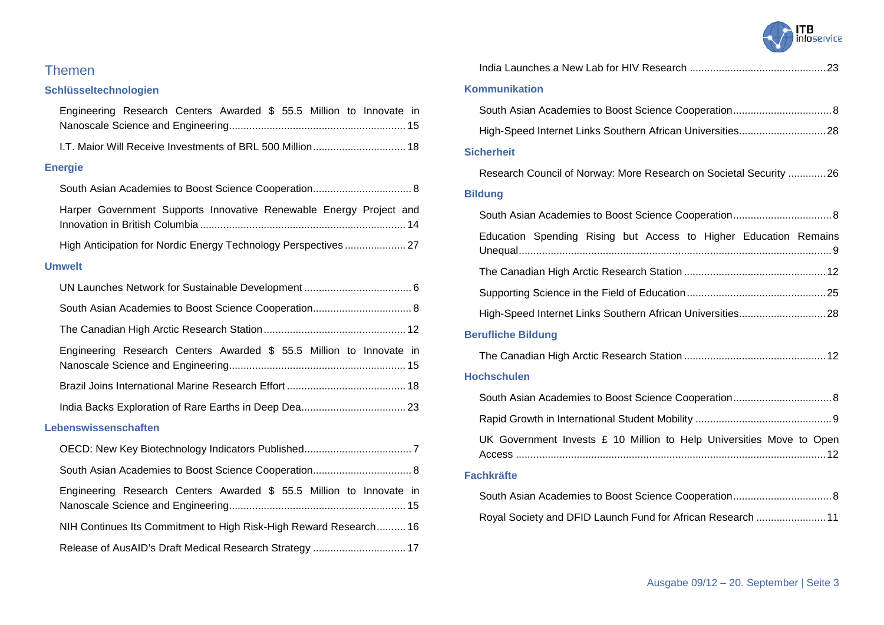## Themen

### Schlüsseltechnologien

- Engineering Research Centers Awarded $ 55.5 Million to Innovate in Nanoscale Science and Engineering ... 15
- I.T. Maior Will Receive Investments of BRL 500 Million ... 18

### Energie

- South Asian Academies to Boost Science Cooperation ... 8
- Harper Government Supports Innovative Renewable Energy Project and Innovation in British Columbia ... 14
- High Anticipation for Nordic Energy Technology Perspectives ... 27

### Umwelt

- UN Launches Network for Sustainable Development ... 6
- South Asian Academies to Boost Science Cooperation ... 8
- The Canadian High Arctic Research Station ... 12
- Engineering Research Centers Awarded $ 55.5 Million to Innovate in Nanoscale Science and Engineering ... 15
- Brazil Joins International Marine Research Effort ... 18
- India Backs Exploration of Rare Earths in Deep Dea ... 23

### Lebenswissenschaften

- OECD: New Key Biotechnology Indicators Published ... 7
- South Asian Academies to Boost Science Cooperation ... 8
- Engineering Research Centers Awarded $ 55.5 Million to Innovate in Nanoscale Science and Engineering ... 15
- NIH Continues Its Commitment to High Risk-High Reward Research ... 16
- Release of AusAID's Draft Medical Research Strategy ... 17
- India Launches a New Lab for HIV Research ... 23

### Kommunikation

- South Asian Academies to Boost Science Cooperation ... 8
- High-Speed Internet Links Southern African Universities ... 28

### Sicherheit

- Research Council of Norway: More Research on Societal Security ... 26

### Bildung

- South Asian Academies to Boost Science Cooperation ... 8
- Education Spending Rising but Access to Higher Education Remains Unequal ... 9
- The Canadian High Arctic Research Station ... 12
- Supporting Science in the Field of Education ... 25
- High-Speed Internet Links Southern African Universities ... 28

### Berufliche Bildung

- The Canadian High Arctic Research Station ... 12

### Hochschulen

- South Asian Academies to Boost Science Cooperation ... 8
- Rapid Growth in International Student Mobility ... 9
- UK Government Invests £ 10 Million to Help Universities Move to Open Access ... 12

### Fachkräfte

- South Asian Academies to Boost Science Cooperation ... 8
- Royal Society and DFID Launch Fund for African Research ... 11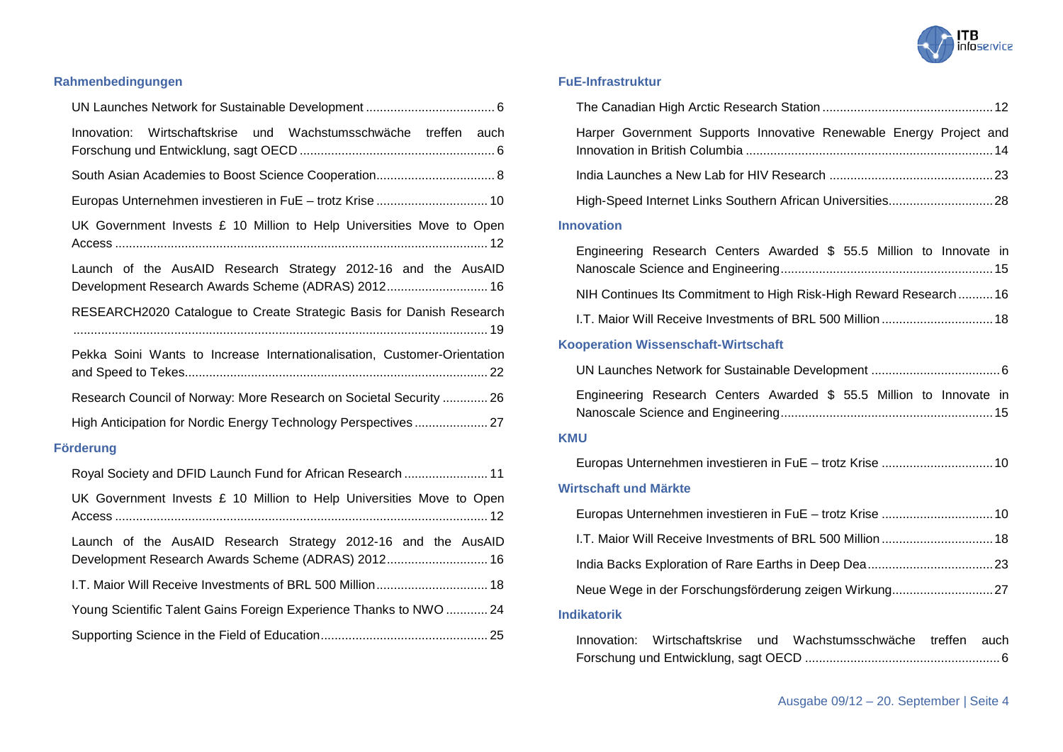## Rahmenbedingungen

UN Launches Network for Sustainable Development ..................................... 6

Innovation: Wirtschaftskrise und Wachstumsschwäche treffen auch Forschung und Entwicklung, sagt OECD ........................................................ 6

South Asian Academies to Boost Science Cooperation.................................. 8

Europas Unternehmen investieren in FuE – trotz Krise ................................ 10

UK Government Invests £ 10 Million to Help Universities Move to Open Access ........................................................................................................... 12

Launch of the AusAID Research Strategy 2012-16 and the AusAID Development Research Awards Scheme (ADRAS) 2012............................. 16

RESEARCH2020 Catalogue to Create Strategic Basis for Danish Research ....................................................................................................................... 19

Pekka Soini Wants to Increase Internationalisation, Customer-Orientation and Speed to Tekes....................................................................................... 22

Research Council of Norway: More Research on Societal Security ............. 26

High Anticipation for Nordic Energy Technology Perspectives ..................... 27

## Förderung

Royal Society and DFID Launch Fund for African Research ........................ 11

UK Government Invests £ 10 Million to Help Universities Move to Open Access ........................................................................................................... 12

Launch of the AusAID Research Strategy 2012-16 and the AusAID Development Research Awards Scheme (ADRAS) 2012............................. 16

I.T. Maior Will Receive Investments of BRL 500 Million................................ 18

Young Scientific Talent Gains Foreign Experience Thanks to NWO ............ 24

Supporting Science in the Field of Education................................................ 25

## FuE-Infrastruktur

The Canadian High Arctic Research Station ................................................ 12

Harper Government Supports Innovative Renewable Energy Project and Innovation in British Columbia ...................................................................... 14

India Launches a New Lab for HIV Research ............................................... 23

High-Speed Internet Links Southern African Universities............................. 28

## Innovation

Engineering Research Centers Awarded $ 55.5 Million to Innovate in Nanoscale Science and Engineering............................................................ 15

NIH Continues Its Commitment to High Risk-High Reward Research .......... 16

I.T. Maior Will Receive Investments of BRL 500 Million ................................ 18

## Kooperation Wissenschaft-Wirtschaft

UN Launches Network for Sustainable Development ..................................... 6

Engineering Research Centers Awarded $ 55.5 Million to Innovate in Nanoscale Science and Engineering............................................................ 15

## KMU

Europas Unternehmen investieren in FuE – trotz Krise ................................ 10

## Wirtschaft und Märkte

Europas Unternehmen investieren in FuE – trotz Krise ................................ 10

I.T. Maior Will Receive Investments of BRL 500 Million ................................ 18

India Backs Exploration of Rare Earths in Deep Dea.................................... 23

Neue Wege in der Forschungsförderung zeigen Wirkung............................. 27

## Indikatorik

Innovation: Wirtschaftskrise und Wachstumsschwäche treffen auch Forschung und Entwicklung, sagt OECD ........................................................ 6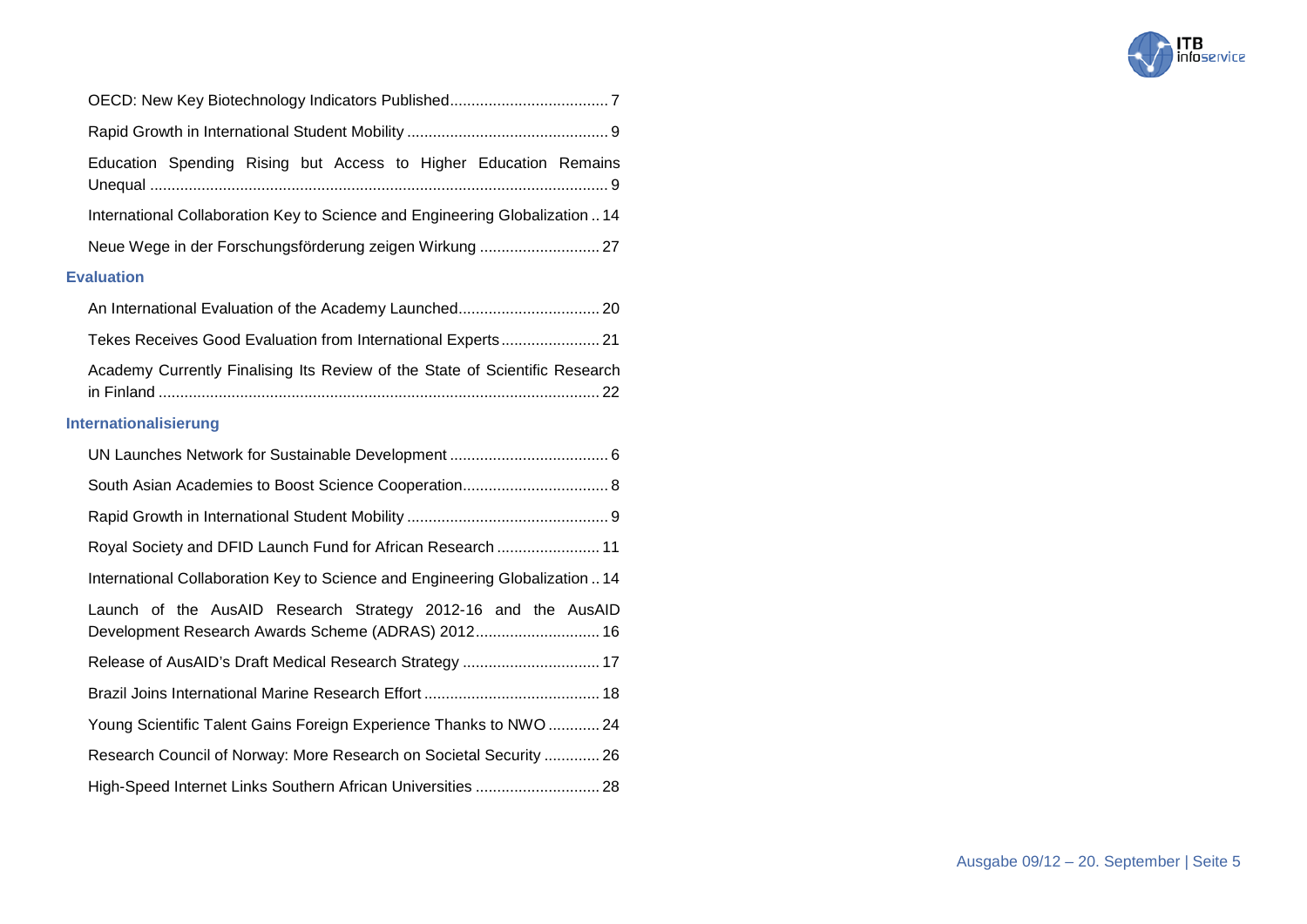OECD: New Key Biotechnology Indicators Published ..................................... 7

Rapid Growth in International Student Mobility ............................................... 9

Education Spending Rising but Access to Higher Education Remains Unequal ........................................................................................................... 9

International Collaboration Key to Science and Engineering Globalization .. 14

Neue Wege in der Forschungsförderung zeigen Wirkung ............................ 27

### Evaluation

An International Evaluation of the Academy Launched................................. 20

Tekes Receives Good Evaluation from International Experts....................... 21

Academy Currently Finalising Its Review of the State of Scientific Research in Finland ...................................................................................................... 22

### Internationalisierung

UN Launches Network for Sustainable Development ..................................... 6

South Asian Academies to Boost Science Cooperation.................................. 8

Rapid Growth in International Student Mobility ............................................... 9

Royal Society and DFID Launch Fund for African Research ........................ 11

International Collaboration Key to Science and Engineering Globalization .. 14

Launch of the AusAID Research Strategy 2012-16 and the AusAID Development Research Awards Scheme (ADRAS) 2012............................. 16

Release of AusAID's Draft Medical Research Strategy ................................ 17

Brazil Joins International Marine Research Effort ......................................... 18

Young Scientific Talent Gains Foreign Experience Thanks to NWO ............ 24

Research Council of Norway: More Research on Societal Security ............. 26

High-Speed Internet Links Southern African Universities ............................. 28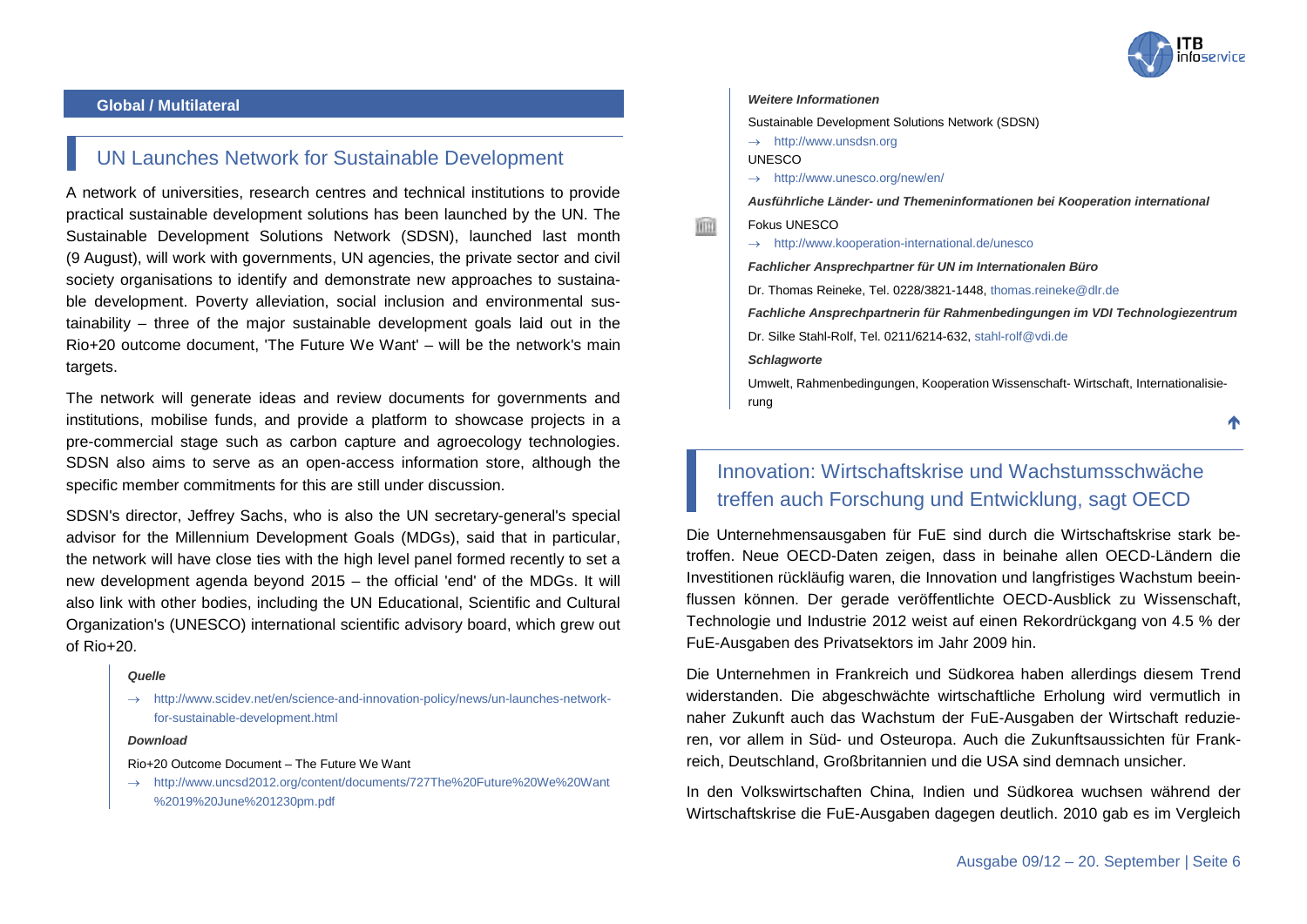## Global / Multilateral

### UN Launches Network for Sustainable Development

A network of universities, research centres and technical institutions to provide practical sustainable development solutions has been launched by the UN. The Sustainable Development Solutions Network (SDSN), launched last month (9 August), will work with governments, UN agencies, the private sector and civil society organisations to identify and demonstrate new approaches to sustainable development. Poverty alleviation, social inclusion and environmental sustainability – three of the major sustainable development goals laid out in the Rio+20 outcome document, 'The Future We Want' – will be the network's main targets.

The network will generate ideas and review documents for governments and institutions, mobilise funds, and provide a platform to showcase projects in a pre-commercial stage such as carbon capture and agroecology technologies. SDSN also aims to serve as an open-access information store, although the specific member commitments for this are still under discussion.

SDSN's director, Jeffrey Sachs, who is also the UN secretary-general's special advisor for the Millennium Development Goals (MDGs), said that in particular, the network will have close ties with the high level panel formed recently to set a new development agenda beyond 2015 – the official 'end' of the MDGs. It will also link with other bodies, including the UN Educational, Scientific and Cultural Organization's (UNESCO) international scientific advisory board, which grew out of Rio+20.

***Quelle***

→ http://www.scidev.net/en/science-and-innovation-policy/news/un-launches-network-for-sustainable-development.html

***Download***

Rio+20 Outcome Document – The Future We Want

→ http://www.uncsd2012.org/content/documents/727The%20Future%20We%20Want%2019%20June%201230pm.pdf

***Weitere Informationen***

Sustainable Development Solutions Network (SDSN)

→ http://www.unsdsn.org

UNESCO

→ http://www.unesco.org/new/en/

***Ausführliche Länder- und Themeninformationen bei Kooperation international***

Fokus UNESCO

→ http://www.kooperation-international.de/unesco

***Fachlicher Ansprechpartner für UN im Internationalen Büro***

Dr. Thomas Reineke, Tel. 0228/3821-1448, thomas.reineke@dlr.de

***Fachliche Ansprechpartnerin für Rahmenbedingungen im VDI Technologiezentrum***

Dr. Silke Stahl-Rolf, Tel. 0211/6214-632, stahl-rolf@vdi.de

***Schlagworte***

Umwelt, Rahmenbedingungen, Kooperation Wissenschaft- Wirtschaft, Internationalisierung

### Innovation: Wirtschaftskrise und Wachstumsschwäche treffen auch Forschung und Entwicklung, sagt OECD

Die Unternehmensausgaben für FuE sind durch die Wirtschaftskrise stark betroffen. Neue OECD-Daten zeigen, dass in beinahe allen OECD-Ländern die Investitionen rückläufig waren, die Innovation und langfristiges Wachstum beeinflussen können. Der gerade veröffentlichte OECD-Ausblick zu Wissenschaft, Technologie und Industrie 2012 weist auf einen Rekordrückgang von 4.5 % der FuE-Ausgaben des Privatsektors im Jahr 2009 hin.

Die Unternehmen in Frankreich und Südkorea haben allerdings diesem Trend widerstanden. Die abgeschwächte wirtschaftliche Erholung wird vermutlich in naher Zukunft auch das Wachstum der FuE-Ausgaben der Wirtschaft reduzieren, vor allem in Süd- und Osteuropa. Auch die Zukunftsaussichten für Frankreich, Deutschland, Großbritannien und die USA sind demnach unsicher.

In den Volkswirtschaften China, Indien und Südkorea wuchsen während der Wirtschaftskrise die FuE-Ausgaben dagegen deutlich. 2010 gab es im Vergleich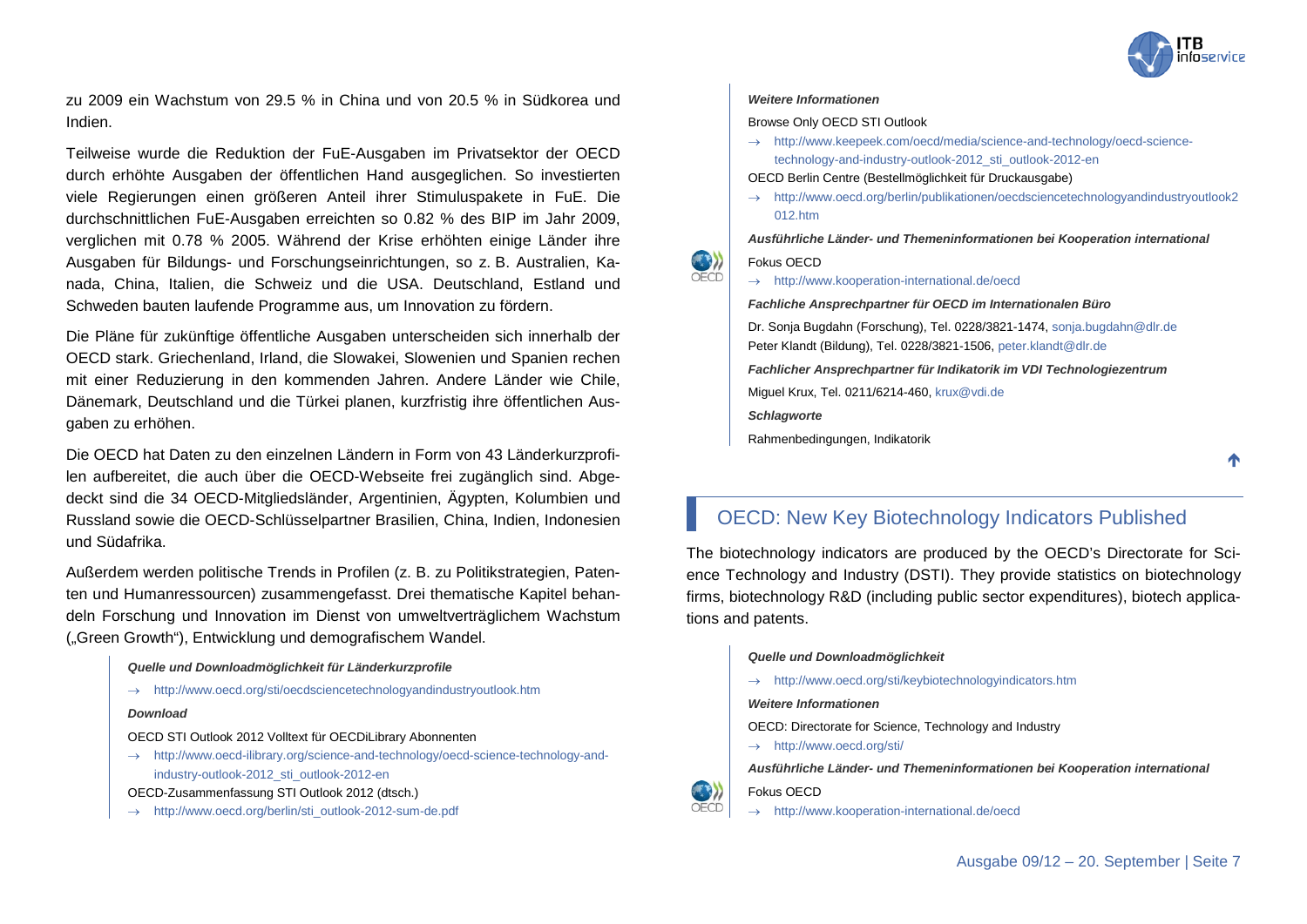zu 2009 ein Wachstum von 29.5 % in China und von 20.5 % in Südkorea und Indien.

Teilweise wurde die Reduktion der FuE-Ausgaben im Privatsektor der OECD durch erhöhte Ausgaben der öffentlichen Hand ausgeglichen. So investierten viele Regierungen einen größeren Anteil ihrer Stimuluspakete in FuE. Die durchschnittlichen FuE-Ausgaben erreichten so 0.82 % des BIP im Jahr 2009, verglichen mit 0.78 % 2005. Während der Krise erhöhten einige Länder ihre Ausgaben für Bildungs- und Forschungseinrichtungen, so z. B. Australien, Kanada, China, Italien, die Schweiz und die USA. Deutschland, Estland und Schweden bauten laufende Programme aus, um Innovation zu fördern.

Die Pläne für zukünftige öffentliche Ausgaben unterscheiden sich innerhalb der OECD stark. Griechenland, Irland, die Slowakei, Slowenien und Spanien rechen mit einer Reduzierung in den kommenden Jahren. Andere Länder wie Chile, Dänemark, Deutschland und die Türkei planen, kurzfristig ihre öffentlichen Ausgaben zu erhöhen.

Die OECD hat Daten zu den einzelnen Ländern in Form von 43 Länderkurzprofilen aufbereitet, die auch über die OECD-Webseite frei zugänglich sind. Abgedeckt sind die 34 OECD-Mitgliedsländer, Argentinien, Ägypten, Kolumbien und Russland sowie die OECD-Schlüsselpartner Brasilien, China, Indien, Indonesien und Südafrika.

Außerdem werden politische Trends in Profilen (z. B. zu Politikstrategien, Patenten und Humanressourcen) zusammengefasst. Drei thematische Kapitel behandeln Forschung und Innovation im Dienst von umweltverträglichem Wachstum („Green Growth"), Entwicklung und demografischem Wandel.

***Quelle und Downloadmöglichkeit für Länderkurzprofile***

→ http://www.oecd.org/sti/oecdsciencetechnologyandindustryoutlook.htm

***Download***

OECD STI Outlook 2012 Volltext für OECDiLibrary Abonnenten

→ http://www.oecd-ilibrary.org/science-and-technology/oecd-science-technology-and-industry-outlook-2012_sti_outlook-2012-en

OECD-Zusammenfassung STI Outlook 2012 (dtsch.)

→ http://www.oecd.org/berlin/sti_outlook-2012-sum-de.pdf

***Weitere Informationen***

Browse Only OECD STI Outlook

→ http://www.keepeek.com/oecd/media/science-and-technology/oecd-science-technology-and-industry-outlook-2012_sti_outlook-2012-en

OECD Berlin Centre (Bestellmöglichkeit für Druckausgabe)

→ http://www.oecd.org/berlin/publikationen/oecdsciencetechnologyandindustryoutlook2012.htm

***Ausführliche Länder- und Themeninformationen bei Kooperation international***

Fokus OECD

→ http://www.kooperation-international.de/oecd

***Fachliche Ansprechpartner für OECD im Internationalen Büro***

Dr. Sonja Bugdahn (Forschung), Tel. 0228/3821-1474, sonja.bugdahn@dlr.de

Peter Klandt (Bildung), Tel. 0228/3821-1506, peter.klandt@dlr.de

***Fachlicher Ansprechpartner für Indikatorik im VDI Technologiezentrum***

Miguel Krux, Tel. 0211/6214-460, krux@vdi.de

***Schlagworte***

Rahmenbedingungen, Indikatorik

## OECD: New Key Biotechnology Indicators Published

The biotechnology indicators are produced by the OECD's Directorate for Science Technology and Industry (DSTI). They provide statistics on biotechnology firms, biotechnology R&D (including public sector expenditures), biotech applications and patents.

***Quelle und Downloadmöglichkeit***

→ http://www.oecd.org/sti/keybiotechnologyindicators.htm

***Weitere Informationen***

OECD: Directorate for Science, Technology and Industry

→ http://www.oecd.org/sti/

***Ausführliche Länder- und Themeninformationen bei Kooperation international***

Fokus OECD

→ http://www.kooperation-international.de/oecd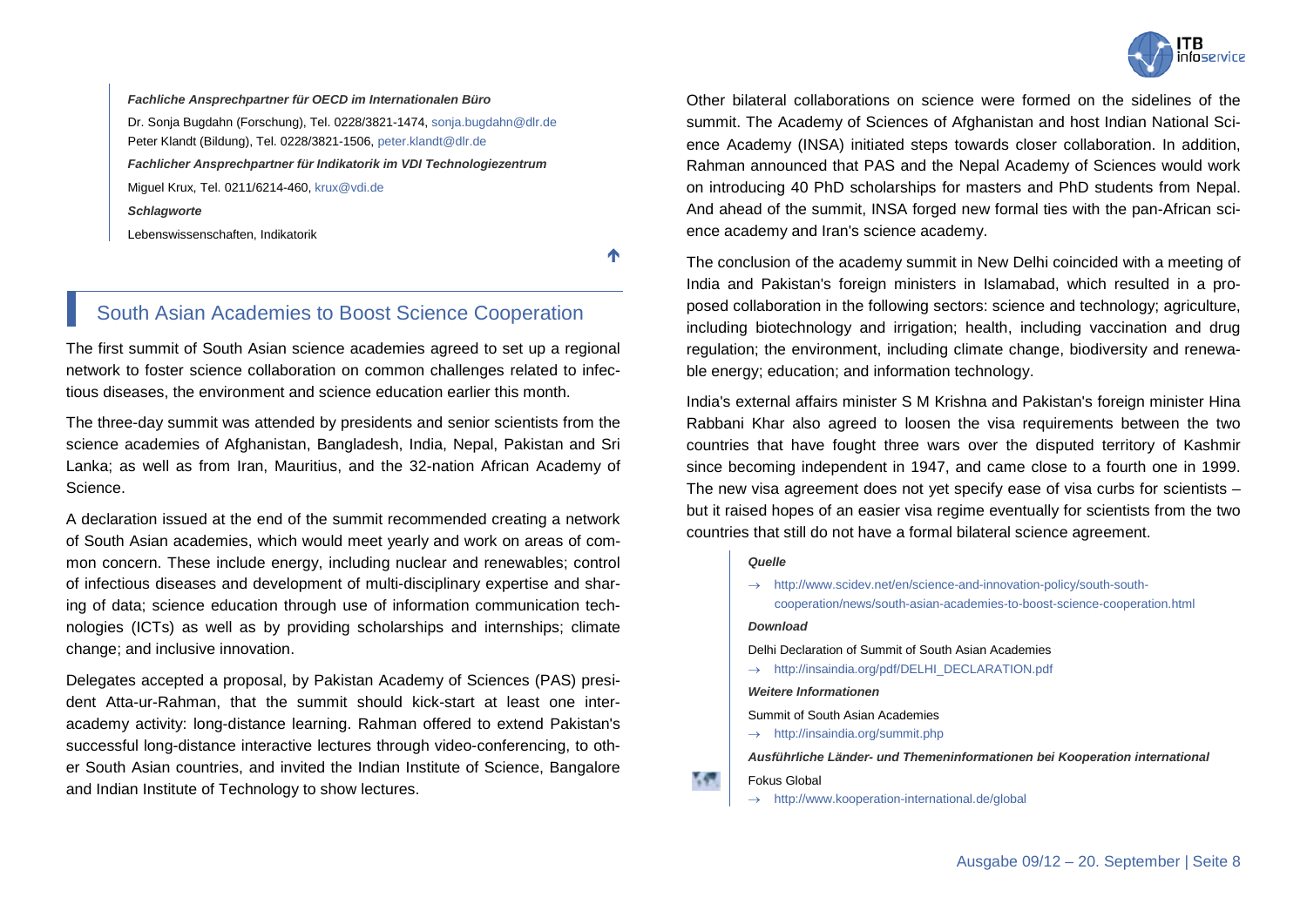*Fachliche Ansprechpartner für OECD im Internationalen Büro*

Dr. Sonja Bugdahn (Forschung), Tel. 0228/3821-1474, sonja.bugdahn@dlr.de
Peter Klandt (Bildung), Tel. 0228/3821-1506, peter.klandt@dlr.de

*Fachlicher Ansprechpartner für Indikatorik im VDI Technologiezentrum*

Miguel Krux, Tel. 0211/6214-460, krux@vdi.de

*Schlagworte*

Lebenswissenschaften, Indikatorik

## South Asian Academies to Boost Science Cooperation

The first summit of South Asian science academies agreed to set up a regional network to foster science collaboration on common challenges related to infectious diseases, the environment and science education earlier this month.

The three-day summit was attended by presidents and senior scientists from the science academies of Afghanistan, Bangladesh, India, Nepal, Pakistan and Sri Lanka; as well as from Iran, Mauritius, and the 32-nation African Academy of Science.

A declaration issued at the end of the summit recommended creating a network of South Asian academies, which would meet yearly and work on areas of common concern. These include energy, including nuclear and renewables; control of infectious diseases and development of multi-disciplinary expertise and sharing of data; science education through use of information communication technologies (ICTs) as well as by providing scholarships and internships; climate change; and inclusive innovation.

Delegates accepted a proposal, by Pakistan Academy of Sciences (PAS) president Atta-ur-Rahman, that the summit should kick-start at least one inter-academy activity: long-distance learning. Rahman offered to extend Pakistan's successful long-distance interactive lectures through video-conferencing, to other South Asian countries, and invited the Indian Institute of Science, Bangalore and Indian Institute of Technology to show lectures.

Other bilateral collaborations on science were formed on the sidelines of the summit. The Academy of Sciences of Afghanistan and host Indian National Science Academy (INSA) initiated steps towards closer collaboration. In addition, Rahman announced that PAS and the Nepal Academy of Sciences would work on introducing 40 PhD scholarships for masters and PhD students from Nepal. And ahead of the summit, INSA forged new formal ties with the pan-African science academy and Iran's science academy.

The conclusion of the academy summit in New Delhi coincided with a meeting of India and Pakistan's foreign ministers in Islamabad, which resulted in a proposed collaboration in the following sectors: science and technology; agriculture, including biotechnology and irrigation; health, including vaccination and drug regulation; the environment, including climate change, biodiversity and renewable energy; education; and information technology.

India's external affairs minister S M Krishna and Pakistan's foreign minister Hina Rabbani Khar also agreed to loosen the visa requirements between the two countries that have fought three wars over the disputed territory of Kashmir since becoming independent in 1947, and came close to a fourth one in 1999. The new visa agreement does not yet specify ease of visa curbs for scientists – but it raised hopes of an easier visa regime eventually for scientists from the two countries that still do not have a formal bilateral science agreement.

*Quelle*

→ http://www.scidev.net/en/science-and-innovation-policy/south-south-cooperation/news/south-asian-academies-to-boost-science-cooperation.html

*Download*

Delhi Declaration of Summit of South Asian Academies

→ http://insaindia.org/pdf/DELHI_DECLARATION.pdf

*Weitere Informationen*

Summit of South Asian Academies

→ http://insaindia.org/summit.php

*Ausführliche Länder- und Themeninformationen bei Kooperation international*

Fokus Global

→ http://www.kooperation-international.de/global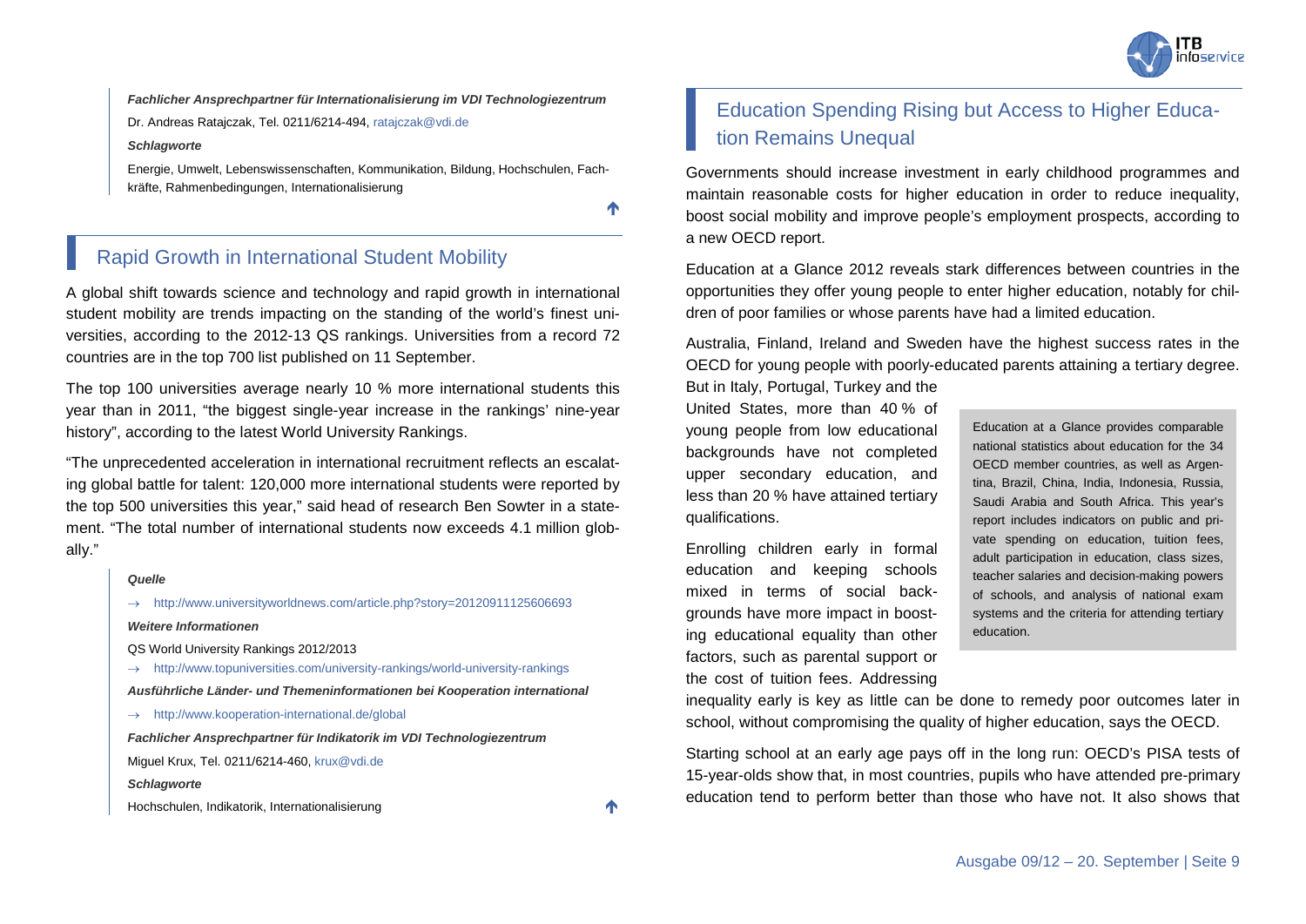***Fachlicher Ansprechpartner für Internationalisierung im VDI Technologiezentrum***

Dr. Andreas Ratajczak, Tel. 0211/6214-494, ratajczak@vdi.de

***Schlagworte***

Energie, Umwelt, Lebenswissenschaften, Kommunikation, Bildung, Hochschulen, Fachkräfte, Rahmenbedingungen, Internationalisierung

## Rapid Growth in International Student Mobility

A global shift towards science and technology and rapid growth in international student mobility are trends impacting on the standing of the world's finest universities, according to the 2012-13 QS rankings. Universities from a record 72 countries are in the top 700 list published on 11 September.

The top 100 universities average nearly 10 % more international students this year than in 2011, "the biggest single-year increase in the rankings' nine-year history", according to the latest World University Rankings.

"The unprecedented acceleration in international recruitment reflects an escalating global battle for talent: 120,000 more international students were reported by the top 500 universities this year," said head of research Ben Sowter in a statement. "The total number of international students now exceeds 4.1 million globally."

***Quelle***

→ http://www.universityworldnews.com/article.php?story=20120911125606693

***Weitere Informationen***

QS World University Rankings 2012/2013

→ http://www.topuniversities.com/university-rankings/world-university-rankings

***Ausführliche Länder- und Themeninformationen bei Kooperation international***

→ http://www.kooperation-international.de/global

***Fachlicher Ansprechpartner für Indikatorik im VDI Technologiezentrum***

Miguel Krux, Tel. 0211/6214-460, krux@vdi.de

***Schlagworte***

Hochschulen, Indikatorik, Internationalisierung

## Education Spending Rising but Access to Higher Education Remains Unequal

Governments should increase investment in early childhood programmes and maintain reasonable costs for higher education in order to reduce inequality, boost social mobility and improve people's employment prospects, according to a new OECD report.

Education at a Glance 2012 reveals stark differences between countries in the opportunities they offer young people to enter higher education, notably for children of poor families or whose parents have had a limited education.

Australia, Finland, Ireland and Sweden have the highest success rates in the OECD for young people with poorly-educated parents attaining a tertiary degree. But in Italy, Portugal, Turkey and the United States, more than 40 % of young people from low educational backgrounds have not completed upper secondary education, and less than 20 % have attained tertiary qualifications.

> Education at a Glance provides comparable national statistics about education for the 34 OECD member countries, as well as Argentina, Brazil, China, India, Indonesia, Russia, Saudi Arabia and South Africa. This year's report includes indicators on public and private spending on education, tuition fees, adult participation in education, class sizes, teacher salaries and decision-making powers of schools, and analysis of national exam systems and the criteria for attending tertiary education.

Enrolling children early in formal education and keeping schools mixed in terms of social backgrounds have more impact in boosting educational equality than other factors, such as parental support or the cost of tuition fees. Addressing inequality early is key as little can be done to remedy poor outcomes later in school, without compromising the quality of higher education, says the OECD.

Starting school at an early age pays off in the long run: OECD's PISA tests of 15-year-olds show that, in most countries, pupils who have attended pre-primary education tend to perform better than those who have not. It also shows that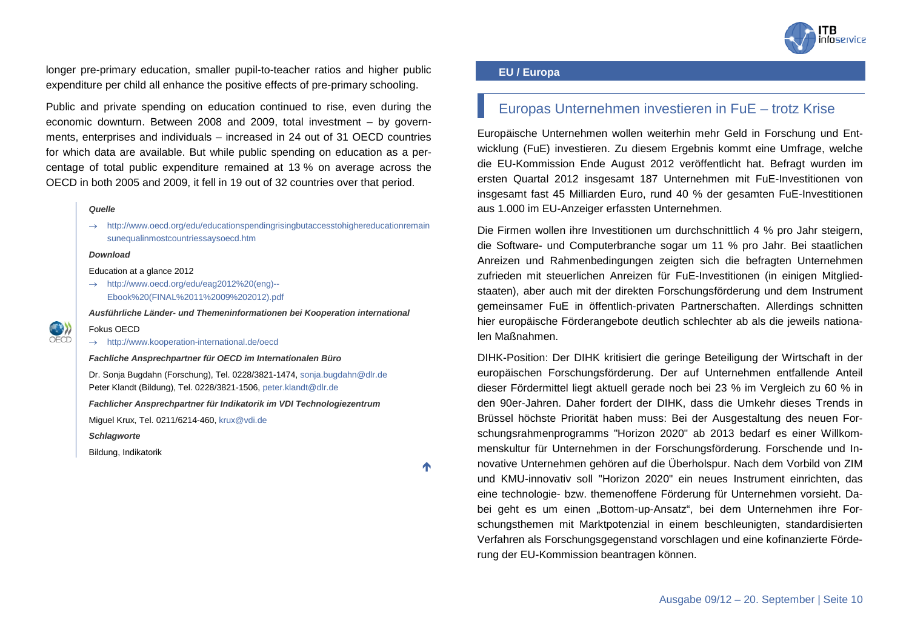longer pre-primary education, smaller pupil-to-teacher ratios and higher public expenditure per child all enhance the positive effects of pre-primary schooling.

Public and private spending on education continued to rise, even during the economic downturn. Between 2008 and 2009, total investment – by governments, enterprises and individuals – increased in 24 out of 31 OECD countries for which data are available. But while public spending on education as a percentage of total public expenditure remained at 13 % on average across the OECD in both 2005 and 2009, it fell in 19 out of 32 countries over that period.

***Quelle***

→ http://www.oecd.org/edu/educationspendingrisingbutaccesstohighereducationremainsunequalinmostcountriessaysoecd.htm

***Download***

Education at a glance 2012

→ http://www.oecd.org/edu/eag2012%20(eng)--Ebook%20(FINAL%2011%2009%202012).pdf

***Ausführliche Länder- und Themeninformationen bei Kooperation international***

Fokus OECD

→ http://www.kooperation-international.de/oecd

***Fachliche Ansprechpartner für OECD im Internationalen Büro***

Dr. Sonja Bugdahn (Forschung), Tel. 0228/3821-1474, sonja.bugdahn@dlr.de
Peter Klandt (Bildung), Tel. 0228/3821-1506, peter.klandt@dlr.de

***Fachlicher Ansprechpartner für Indikatorik im VDI Technologiezentrum***

Miguel Krux, Tel. 0211/6214-460, krux@vdi.de

***Schlagworte***

Bildung, Indikatorik

**EU / Europa**

## Europas Unternehmen investieren in FuE – trotz Krise

Europäische Unternehmen wollen weiterhin mehr Geld in Forschung und Entwicklung (FuE) investieren. Zu diesem Ergebnis kommt eine Umfrage, welche die EU-Kommission Ende August 2012 veröffentlicht hat. Befragt wurden im ersten Quartal 2012 insgesamt 187 Unternehmen mit FuE-Investitionen von insgesamt fast 45 Milliarden Euro, rund 40 % der gesamten FuE-Investitionen aus 1.000 im EU-Anzeiger erfassten Unternehmen.

Die Firmen wollen ihre Investitionen um durchschnittlich 4 % pro Jahr steigern, die Software- und Computerbranche sogar um 11 % pro Jahr. Bei staatlichen Anreizen und Rahmenbedingungen zeigten sich die befragten Unternehmen zufrieden mit steuerlichen Anreizen für FuE-Investitionen (in einigen Mitgliedstaaten), aber auch mit der direkten Forschungsförderung und dem Instrument gemeinsamer FuE in öffentlich-privaten Partnerschaften. Allerdings schnitten hier europäische Förderangebote deutlich schlechter ab als die jeweils nationalen Maßnahmen.

DIHK-Position: Der DIHK kritisiert die geringe Beteiligung der Wirtschaft in der europäischen Forschungsförderung. Der auf Unternehmen entfallende Anteil dieser Fördermittel liegt aktuell gerade noch bei 23 % im Vergleich zu 60 % in den 90er-Jahren. Daher fordert der DIHK, dass die Umkehr dieses Trends in Brüssel höchste Priorität haben muss: Bei der Ausgestaltung des neuen Forschungsrahmenprogramms "Horizon 2020" ab 2013 bedarf es einer Willkommenskultur für Unternehmen in der Forschungsförderung. Forschende und Innovative Unternehmen gehören auf die Überholspur. Nach dem Vorbild von ZIM und KMU-innovativ soll "Horizon 2020" ein neues Instrument einrichten, das eine technologie- bzw. themenoffene Förderung für Unternehmen vorsieht. Dabei geht es um einen „Bottom-up-Ansatz", bei dem Unternehmen ihre Forschungsthemen mit Marktpotenzial in einem beschleunigten, standardisierten Verfahren als Forschungsgegenstand vorschlagen und eine kofinanzierte Förderung der EU-Kommission beantragen können.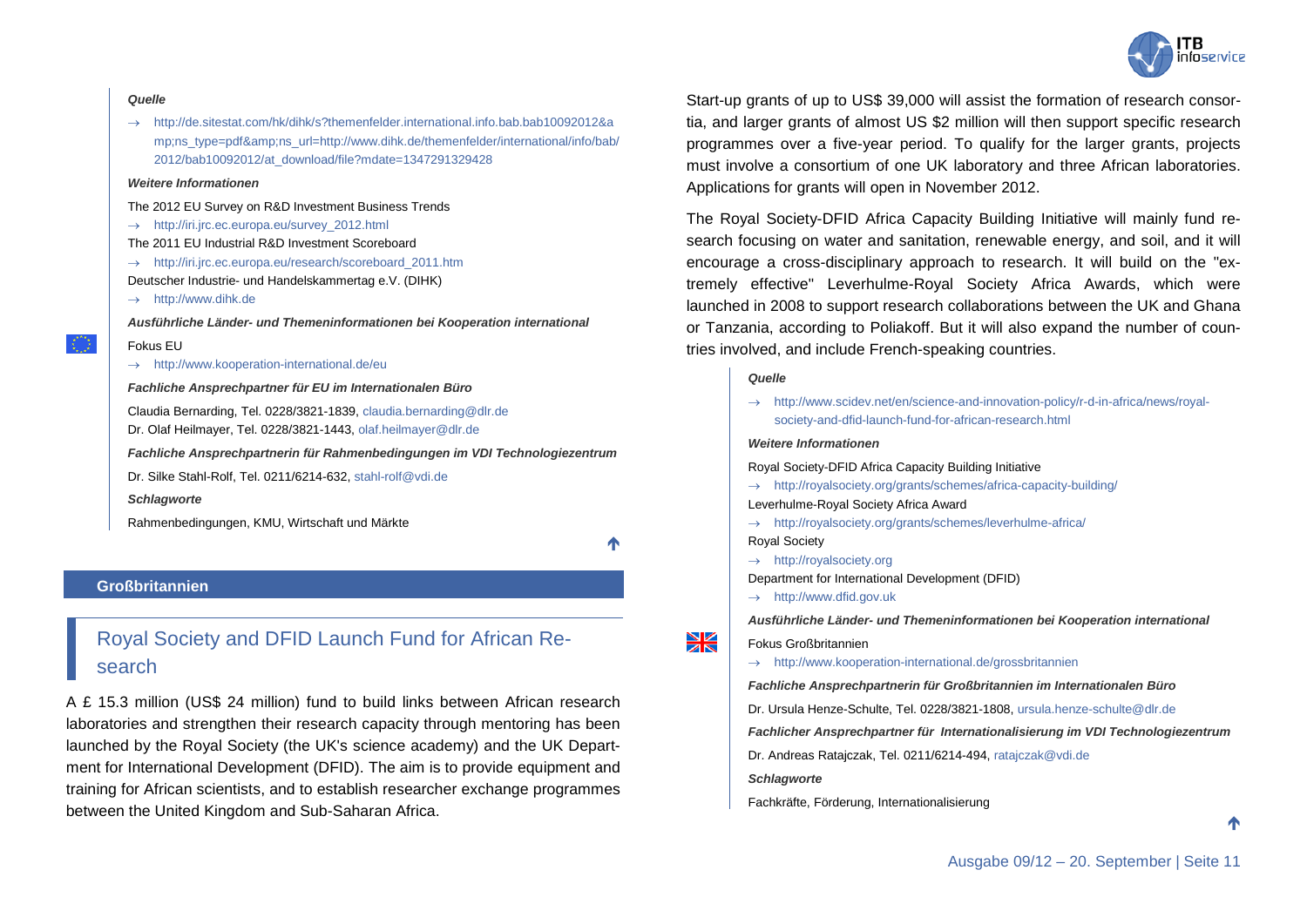*Quelle*

→ http://de.sitestat.com/hk/dihk/s?themenfelder.international.info.bab.bab10092012&amp;ns_type=pdf&amp;ns_url=http://www.dihk.de/themenfelder/international/info/bab/2012/bab10092012/at_download/file?mdate=1347291329428

*Weitere Informationen*

The 2012 EU Survey on R&D Investment Business Trends

→ http://iri.jrc.ec.europa.eu/survey_2012.html

The 2011 EU Industrial R&D Investment Scoreboard

→ http://iri.jrc.ec.europa.eu/research/scoreboard_2011.htm

Deutscher Industrie- und Handelskammertag e.V. (DIHK)

→ http://www.dihk.de

*Ausführliche Länder- und Themeninformationen bei Kooperation international*

Fokus EU

→ http://www.kooperation-international.de/eu

*Fachliche Ansprechpartner für EU im Internationalen Büro*

Claudia Bernarding, Tel. 0228/3821-1839, claudia.bernarding@dlr.de
Dr. Olaf Heilmayer, Tel. 0228/3821-1443, olaf.heilmayer@dlr.de

*Fachliche Ansprechpartnerin für Rahmenbedingungen im VDI Technologiezentrum*

Dr. Silke Stahl-Rolf, Tel. 0211/6214-632, stahl-rolf@vdi.de

*Schlagworte*

Rahmenbedingungen, KMU, Wirtschaft und Märkte

## Großbritannien

### Royal Society and DFID Launch Fund for African Research

A £ 15.3 million (US$ 24 million) fund to build links between African research laboratories and strengthen their research capacity through mentoring has been launched by the Royal Society (the UK's science academy) and the UK Department for International Development (DFID). The aim is to provide equipment and training for African scientists, and to establish researcher exchange programmes between the United Kingdom and Sub-Saharan Africa.

Start-up grants of up to US$ 39,000 will assist the formation of research consortia, and larger grants of almost US $2 million will then support specific research programmes over a five-year period. To qualify for the larger grants, projects must involve a consortium of one UK laboratory and three African laboratories. Applications for grants will open in November 2012.

The Royal Society-DFID Africa Capacity Building Initiative will mainly fund research focusing on water and sanitation, renewable energy, and soil, and it will encourage a cross-disciplinary approach to research. It will build on the "extremely effective" Leverhulme-Royal Society Africa Awards, which were launched in 2008 to support research collaborations between the UK and Ghana or Tanzania, according to Poliakoff. But it will also expand the number of countries involved, and include French-speaking countries.

*Quelle*

→ http://www.scidev.net/en/science-and-innovation-policy/r-d-in-africa/news/royal-society-and-dfid-launch-fund-for-african-research.html

*Weitere Informationen*

Royal Society-DFID Africa Capacity Building Initiative

→ http://royalsociety.org/grants/schemes/africa-capacity-building/

Leverhulme-Royal Society Africa Award

→ http://royalsociety.org/grants/schemes/leverhulme-africa/

Royal Society

→ http://royalsociety.org

Department for International Development (DFID)

→ http://www.dfid.gov.uk

*Ausführliche Länder- und Themeninformationen bei Kooperation international*

Fokus Großbritannien

→ http://www.kooperation-international.de/grossbritannien

*Fachliche Ansprechpartnerin für Großbritannien im Internationalen Büro*

Dr. Ursula Henze-Schulte, Tel. 0228/3821-1808, ursula.henze-schulte@dlr.de

*Fachlicher Ansprechpartner für Internationalisierung im VDI Technologiezentrum*

Dr. Andreas Ratajczak, Tel. 0211/6214-494, ratajczak@vdi.de

*Schlagworte*

Fachkräfte, Förderung, Internationalisierung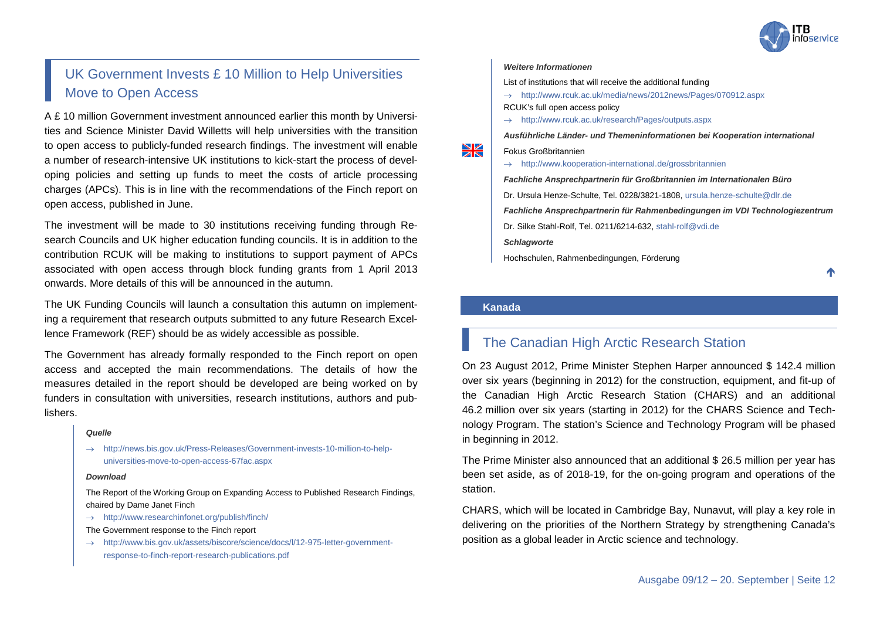## UK Government Invests £ 10 Million to Help Universities Move to Open Access

A £ 10 million Government investment announced earlier this month by Universities and Science Minister David Willetts will help universities with the transition to open access to publicly-funded research findings. The investment will enable a number of research-intensive UK institutions to kick-start the process of developing policies and setting up funds to meet the costs of article processing charges (APCs). This is in line with the recommendations of the Finch report on open access, published in June.

The investment will be made to 30 institutions receiving funding through Research Councils and UK higher education funding councils. It is in addition to the contribution RCUK will be making to institutions to support payment of APCs associated with open access through block funding grants from 1 April 2013 onwards. More details of this will be announced in the autumn.

The UK Funding Councils will launch a consultation this autumn on implementing a requirement that research outputs submitted to any future Research Excellence Framework (REF) should be as widely accessible as possible.

The Government has already formally responded to the Finch report on open access and accepted the main recommendations. The details of how the measures detailed in the report should be developed are being worked on by funders in consultation with universities, research institutions, authors and publishers.

***Quelle***

→ http://news.bis.gov.uk/Press-Releases/Government-invests-10-million-to-help-universities-move-to-open-access-67fac.aspx

***Download***

The Report of the Working Group on Expanding Access to Published Research Findings, chaired by Dame Janet Finch

→ http://www.researchinfonet.org/publish/finch/

The Government response to the Finch report

→ http://www.bis.gov.uk/assets/biscore/science/docs/l/12-975-letter-government-response-to-finch-report-research-publications.pdf

***Weitere Informationen***

List of institutions that will receive the additional funding

→ http://www.rcuk.ac.uk/media/news/2012news/Pages/070912.aspx

RCUK's full open access policy

→ http://www.rcuk.ac.uk/research/Pages/outputs.aspx

***Ausführliche Länder- und Themeninformationen bei Kooperation international***

Fokus Großbritannien

→ http://www.kooperation-international.de/grossbritannien

***Fachliche Ansprechpartnerin für Großbritannien im Internationalen Büro***

Dr. Ursula Henze-Schulte, Tel. 0228/3821-1808, ursula.henze-schulte@dlr.de

***Fachliche Ansprechpartnerin für Rahmenbedingungen im VDI Technologiezentrum***

Dr. Silke Stahl-Rolf, Tel. 0211/6214-632, stahl-rolf@vdi.de

***Schlagworte***

Hochschulen, Rahmenbedingungen, Förderung

# Kanada

## The Canadian High Arctic Research Station

On 23 August 2012, Prime Minister Stephen Harper announced $ 142.4 million over six years (beginning in 2012) for the construction, equipment, and fit-up of the Canadian High Arctic Research Station (CHARS) and an additional 46.2 million over six years (starting in 2012) for the CHARS Science and Technology Program. The station's Science and Technology Program will be phased in beginning in 2012.

The Prime Minister also announced that an additional $ 26.5 million per year has been set aside, as of 2018-19, for the on-going program and operations of the station.

CHARS, which will be located in Cambridge Bay, Nunavut, will play a key role in delivering on the priorities of the Northern Strategy by strengthening Canada's position as a global leader in Arctic science and technology.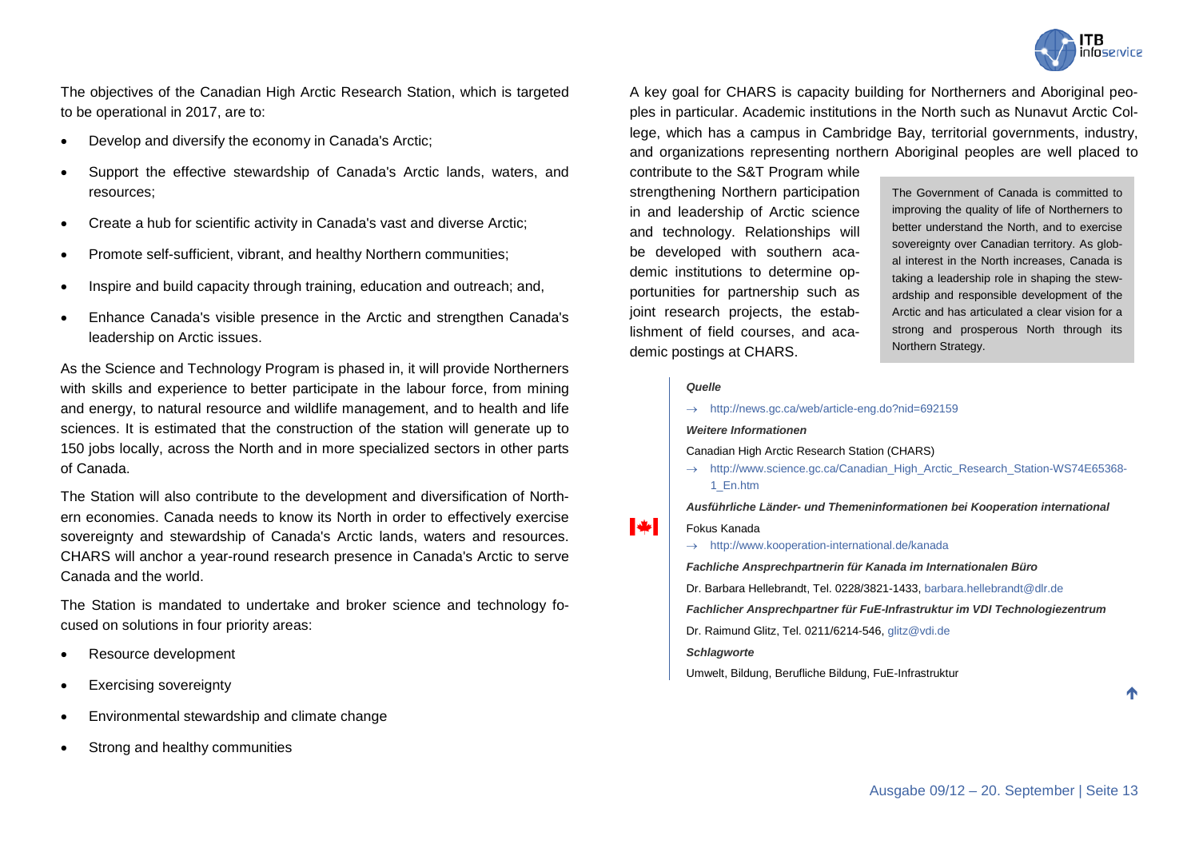The objectives of the Canadian High Arctic Research Station, which is targeted to be operational in 2017, are to:

- Develop and diversify the economy in Canada's Arctic;
- Support the effective stewardship of Canada's Arctic lands, waters, and resources;
- Create a hub for scientific activity in Canada's vast and diverse Arctic;
- Promote self-sufficient, vibrant, and healthy Northern communities;
- Inspire and build capacity through training, education and outreach; and,
- Enhance Canada's visible presence in the Arctic and strengthen Canada's leadership on Arctic issues.

As the Science and Technology Program is phased in, it will provide Northerners with skills and experience to better participate in the labour force, from mining and energy, to natural resource and wildlife management, and to health and life sciences. It is estimated that the construction of the station will generate up to 150 jobs locally, across the North and in more specialized sectors in other parts of Canada.

The Station will also contribute to the development and diversification of Northern economies. Canada needs to know its North in order to effectively exercise sovereignty and stewardship of Canada's Arctic lands, waters and resources. CHARS will anchor a year-round research presence in Canada's Arctic to serve Canada and the world.

The Station is mandated to undertake and broker science and technology focused on solutions in four priority areas:

- Resource development
- Exercising sovereignty
- Environmental stewardship and climate change
- Strong and healthy communities

A key goal for CHARS is capacity building for Northerners and Aboriginal peoples in particular. Academic institutions in the North such as Nunavut Arctic College, which has a campus in Cambridge Bay, territorial governments, industry, and organizations representing northern Aboriginal peoples are well placed to contribute to the S&T Program while strengthening Northern participation in and leadership of Arctic science and technology. Relationships will be developed with southern academic institutions to determine opportunities for partnership such as joint research projects, the establishment of field courses, and academic postings at CHARS.

> The Government of Canada is committed to improving the quality of life of Northerners to better understand the North, and to exercise sovereignty over Canadian territory. As global interest in the North increases, Canada is taking a leadership role in shaping the stewardship and responsible development of the Arctic and has articulated a clear vision for a strong and prosperous North through its Northern Strategy.

***Quelle***

→ http://news.gc.ca/web/article-eng.do?nid=692159

***Weitere Informationen***

Canadian High Arctic Research Station (CHARS)

→ http://www.science.gc.ca/Canadian_High_Arctic_Research_Station-WS74E65368-1_En.htm

***Ausführliche Länder- und Themeninformationen bei Kooperation international***

Fokus Kanada

→ http://www.kooperation-international.de/kanada

***Fachliche Ansprechpartnerin für Kanada im Internationalen Büro***

Dr. Barbara Hellebrandt, Tel. 0228/3821-1433, barbara.hellebrandt@dlr.de

***Fachlicher Ansprechpartner für FuE-Infrastruktur im VDI Technologiezentrum***

Dr. Raimund Glitz, Tel. 0211/6214-546, glitz@vdi.de

***Schlagworte***

Umwelt, Bildung, Berufliche Bildung, FuE-Infrastruktur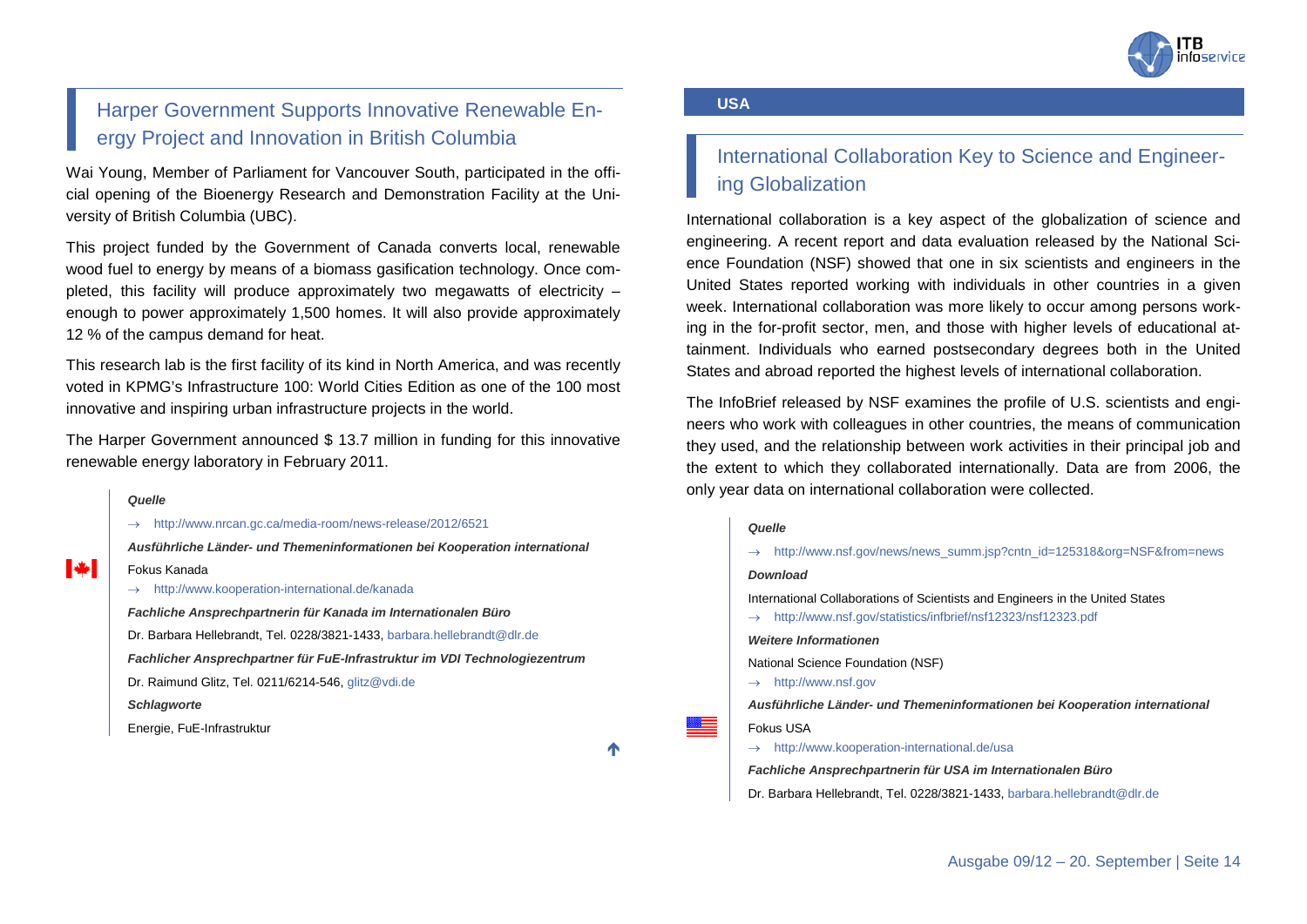## Harper Government Supports Innovative Renewable Energy Project and Innovation in British Columbia

Wai Young, Member of Parliament for Vancouver South, participated in the official opening of the Bioenergy Research and Demonstration Facility at the University of British Columbia (UBC).

This project funded by the Government of Canada converts local, renewable wood fuel to energy by means of a biomass gasification technology. Once completed, this facility will produce approximately two megawatts of electricity – enough to power approximately 1,500 homes. It will also provide approximately 12 % of the campus demand for heat.

This research lab is the first facility of its kind in North America, and was recently voted in KPMG's Infrastructure 100: World Cities Edition as one of the 100 most innovative and inspiring urban infrastructure projects in the world.

The Harper Government announced $ 13.7 million in funding for this innovative renewable energy laboratory in February 2011.

***Quelle***

→ http://www.nrcan.gc.ca/media-room/news-release/2012/6521

***Ausführliche Länder- und Themeninformationen bei Kooperation international***

Fokus Kanada

→ http://www.kooperation-international.de/kanada

***Fachliche Ansprechpartnerin für Kanada im Internationalen Büro***

Dr. Barbara Hellebrandt, Tel. 0228/3821-1433, barbara.hellebrandt@dlr.de

***Fachlicher Ansprechpartner für FuE-Infrastruktur im VDI Technologiezentrum***

Dr. Raimund Glitz, Tel. 0211/6214-546, glitz@vdi.de

***Schlagworte***

Energie, FuE-Infrastruktur

# USA

## International Collaboration Key to Science and Engineering Globalization

International collaboration is a key aspect of the globalization of science and engineering. A recent report and data evaluation released by the National Science Foundation (NSF) showed that one in six scientists and engineers in the United States reported working with individuals in other countries in a given week. International collaboration was more likely to occur among persons working in the for-profit sector, men, and those with higher levels of educational attainment. Individuals who earned postsecondary degrees both in the United States and abroad reported the highest levels of international collaboration.

The InfoBrief released by NSF examines the profile of U.S. scientists and engineers who work with colleagues in other countries, the means of communication they used, and the relationship between work activities in their principal job and the extent to which they collaborated internationally. Data are from 2006, the only year data on international collaboration were collected.

***Quelle***

→ http://www.nsf.gov/news/news_summ.jsp?cntn_id=125318&org=NSF&from=news

***Download***

International Collaborations of Scientists and Engineers in the United States

→ http://www.nsf.gov/statistics/infbrief/nsf12323/nsf12323.pdf

***Weitere Informationen***

National Science Foundation (NSF)

→ http://www.nsf.gov

***Ausführliche Länder- und Themeninformationen bei Kooperation international***

Fokus USA

→ http://www.kooperation-international.de/usa

***Fachliche Ansprechpartnerin für USA im Internationalen Büro***

Dr. Barbara Hellebrandt, Tel. 0228/3821-1433, barbara.hellebrandt@dlr.de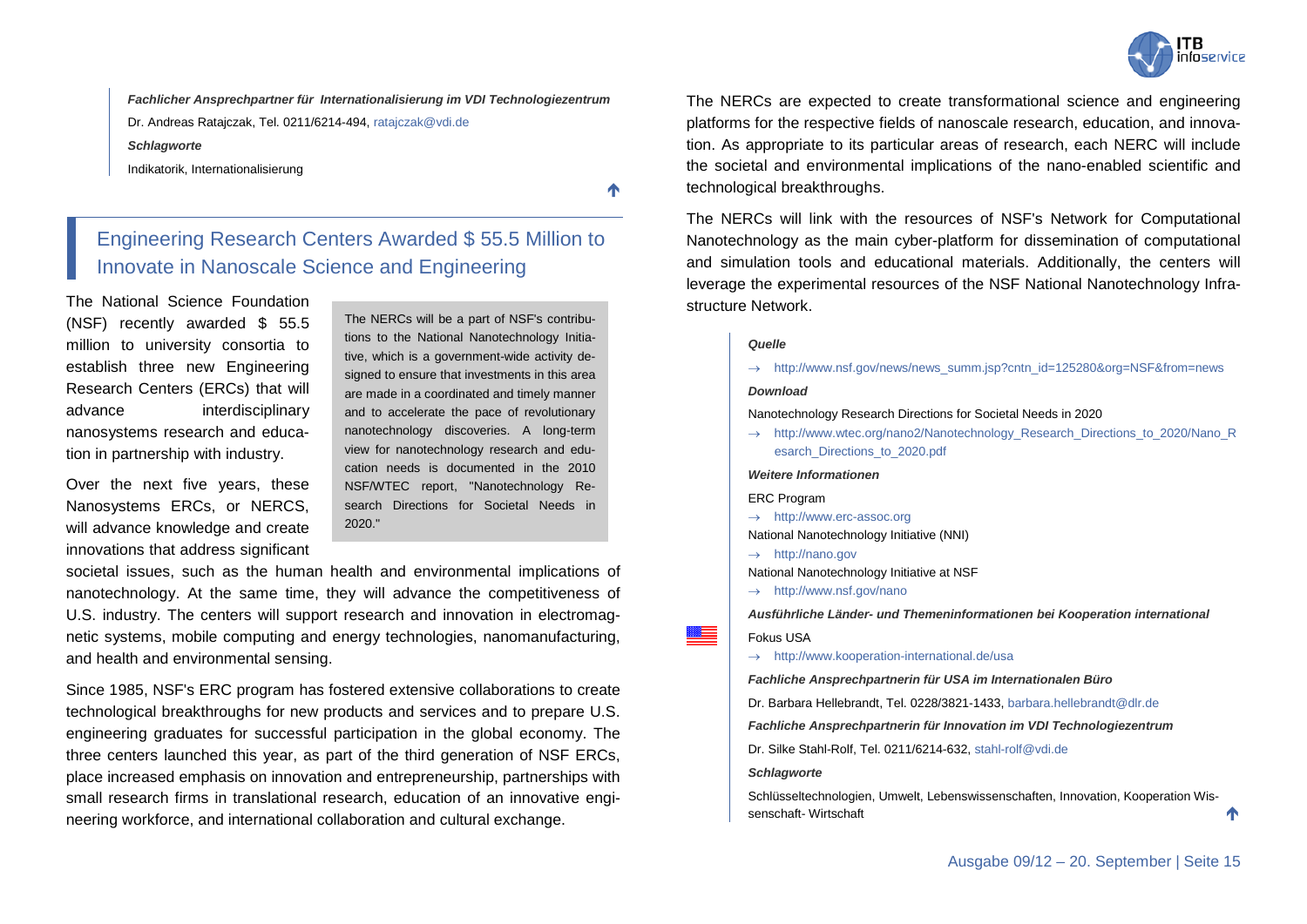***Fachlicher Ansprechpartner für Internationalisierung im VDI Technologiezentrum***

Dr. Andreas Ratajczak, Tel. 0211/6214-494, ratajczak@vdi.de

***Schlagworte***

Indikatorik, Internationalisierung

## Engineering Research Centers Awarded $ 55.5 Million to Innovate in Nanoscale Science and Engineering

The National Science Foundation (NSF) recently awarded $ 55.5 million to university consortia to establish three new Engineering Research Centers (ERCs) that will advance interdisciplinary nanosystems research and education in partnership with industry.

Over the next five years, these Nanosystems ERCs, or NERCS, will advance knowledge and create innovations that address significant societal issues, such as the human health and environmental implications of nanotechnology. At the same time, they will advance the competitiveness of U.S. industry. The centers will support research and innovation in electromagnetic systems, mobile computing and energy technologies, nanomanufacturing, and health and environmental sensing.

> The NERCs will be a part of NSF's contributions to the National Nanotechnology Initiative, which is a government-wide activity designed to ensure that investments in this area are made in a coordinated and timely manner and to accelerate the pace of revolutionary nanotechnology discoveries. A long-term view for nanotechnology research and education needs is documented in the 2010 NSF/WTEC report, "Nanotechnology Research Directions for Societal Needs in 2020."

Since 1985, NSF's ERC program has fostered extensive collaborations to create technological breakthroughs for new products and services and to prepare U.S. engineering graduates for successful participation in the global economy. The three centers launched this year, as part of the third generation of NSF ERCs, place increased emphasis on innovation and entrepreneurship, partnerships with small research firms in translational research, education of an innovative engineering workforce, and international collaboration and cultural exchange.

The NERCs are expected to create transformational science and engineering platforms for the respective fields of nanoscale research, education, and innovation. As appropriate to its particular areas of research, each NERC will include the societal and environmental implications of the nano-enabled scientific and technological breakthroughs.

The NERCs will link with the resources of NSF's Network for Computational Nanotechnology as the main cyber-platform for dissemination of computational and simulation tools and educational materials. Additionally, the centers will leverage the experimental resources of the NSF National Nanotechnology Infrastructure Network.

***Quelle***

→ http://www.nsf.gov/news/news_summ.jsp?cntn_id=125280&org=NSF&from=news

***Download***

Nanotechnology Research Directions for Societal Needs in 2020

→ http://www.wtec.org/nano2/Nanotechnology_Research_Directions_to_2020/Nano_Research_Directions_to_2020.pdf

***Weitere Informationen***

ERC Program

→ http://www.erc-assoc.org

National Nanotechnology Initiative (NNI)

→ http://nano.gov

National Nanotechnology Initiative at NSF

→ http://www.nsf.gov/nano

***Ausführliche Länder- und Themeninformationen bei Kooperation international***

Fokus USA

→ http://www.kooperation-international.de/usa

***Fachliche Ansprechpartnerin für USA im Internationalen Büro***

Dr. Barbara Hellebrandt, Tel. 0228/3821-1433, barbara.hellebrandt@dlr.de

***Fachliche Ansprechpartnerin für Innovation im VDI Technologiezentrum***

Dr. Silke Stahl-Rolf, Tel. 0211/6214-632, stahl-rolf@vdi.de

***Schlagworte***

Schlüsseltechnologien, Umwelt, Lebenswissenschaften, Innovation, Kooperation Wissenschaft- Wirtschaft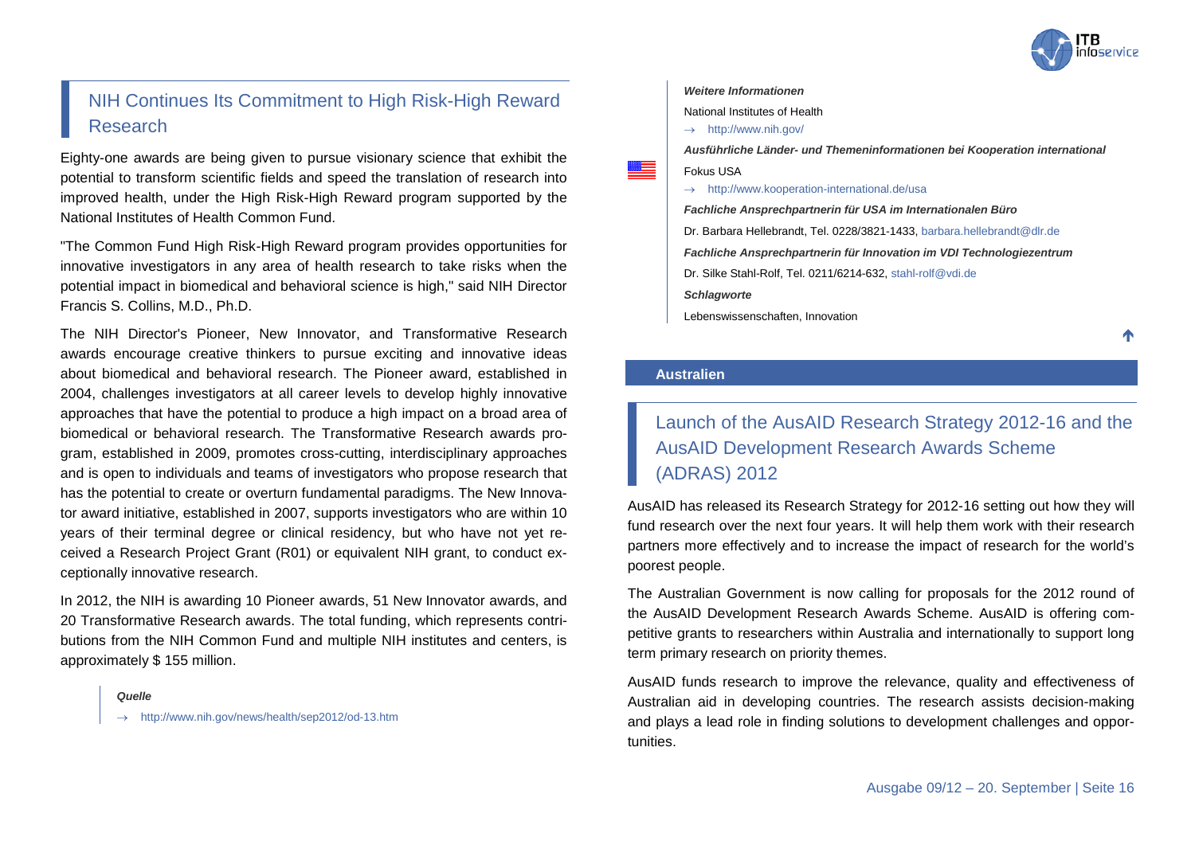## NIH Continues Its Commitment to High Risk-High Reward Research

Eighty-one awards are being given to pursue visionary science that exhibit the potential to transform scientific fields and speed the translation of research into improved health, under the High Risk-High Reward program supported by the National Institutes of Health Common Fund.

"The Common Fund High Risk-High Reward program provides opportunities for innovative investigators in any area of health research to take risks when the potential impact in biomedical and behavioral science is high," said NIH Director Francis S. Collins, M.D., Ph.D.

The NIH Director's Pioneer, New Innovator, and Transformative Research awards encourage creative thinkers to pursue exciting and innovative ideas about biomedical and behavioral research. The Pioneer award, established in 2004, challenges investigators at all career levels to develop highly innovative approaches that have the potential to produce a high impact on a broad area of biomedical or behavioral research. The Transformative Research awards program, established in 2009, promotes cross-cutting, interdisciplinary approaches and is open to individuals and teams of investigators who propose research that has the potential to create or overturn fundamental paradigms. The New Innovator award initiative, established in 2007, supports investigators who are within 10 years of their terminal degree or clinical residency, but who have not yet received a Research Project Grant (R01) or equivalent NIH grant, to conduct exceptionally innovative research.

In 2012, the NIH is awarding 10 Pioneer awards, 51 New Innovator awards, and 20 Transformative Research awards. The total funding, which represents contributions from the NIH Common Fund and multiple NIH institutes and centers, is approximately $ 155 million.

***Quelle***

→ http://www.nih.gov/news/health/sep2012/od-13.htm

***Weitere Informationen***

National Institutes of Health

→ http://www.nih.gov/

***Ausführliche Länder- und Themeninformationen bei Kooperation international***

Fokus USA

→ http://www.kooperation-international.de/usa

***Fachliche Ansprechpartnerin für USA im Internationalen Büro***

Dr. Barbara Hellebrandt, Tel. 0228/3821-1433, barbara.hellebrandt@dlr.de

***Fachliche Ansprechpartnerin für Innovation im VDI Technologiezentrum***

Dr. Silke Stahl-Rolf, Tel. 0211/6214-632, stahl-rolf@vdi.de

***Schlagworte***

Lebenswissenschaften, Innovation

# Australien

## Launch of the AusAID Research Strategy 2012-16 and the AusAID Development Research Awards Scheme (ADRAS) 2012

AusAID has released its Research Strategy for 2012-16 setting out how they will fund research over the next four years. It will help them work with their research partners more effectively and to increase the impact of research for the world's poorest people.

The Australian Government is now calling for proposals for the 2012 round of the AusAID Development Research Awards Scheme. AusAID is offering competitive grants to researchers within Australia and internationally to support long term primary research on priority themes.

AusAID funds research to improve the relevance, quality and effectiveness of Australian aid in developing countries. The research assists decision-making and plays a lead role in finding solutions to development challenges and opportunities.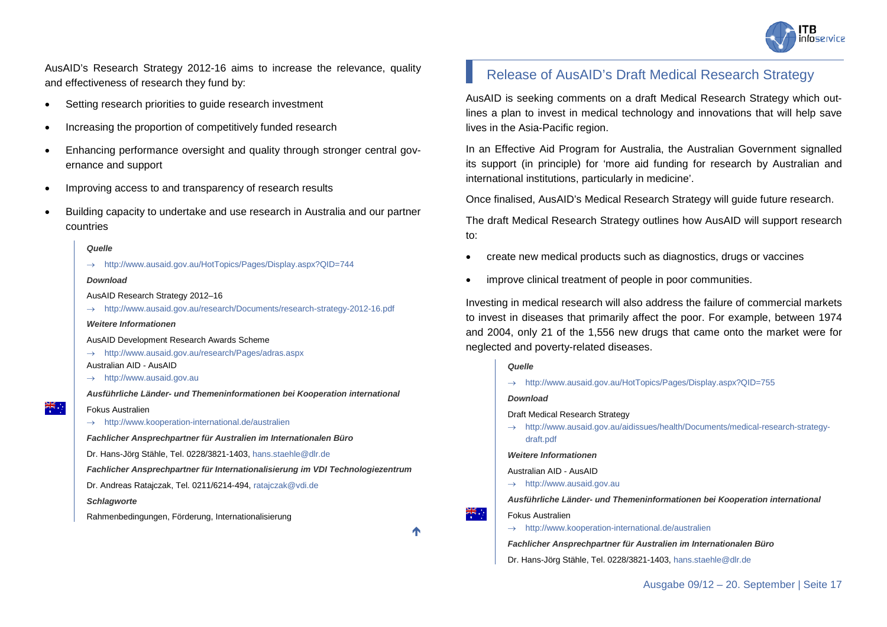AusAID's Research Strategy 2012-16 aims to increase the relevance, quality and effectiveness of research they fund by:

- Setting research priorities to guide research investment
- Increasing the proportion of competitively funded research
- Enhancing performance oversight and quality through stronger central governance and support
- Improving access to and transparency of research results
- Building capacity to undertake and use research in Australia and our partner countries

***Quelle***

→ http://www.ausaid.gov.au/HotTopics/Pages/Display.aspx?QID=744

***Download***

AusAID Research Strategy 2012–16

→ http://www.ausaid.gov.au/research/Documents/research-strategy-2012-16.pdf

***Weitere Informationen***

AusAID Development Research Awards Scheme

→ http://www.ausaid.gov.au/research/Pages/adras.aspx

Australian AID - AusAID

→ http://www.ausaid.gov.au

***Ausführliche Länder- und Themeninformationen bei Kooperation international***

Fokus Australien

→ http://www.kooperation-international.de/australien

***Fachlicher Ansprechpartner für Australien im Internationalen Büro***

Dr. Hans-Jörg Stähle, Tel. 0228/3821-1403, hans.staehle@dlr.de

***Fachlicher Ansprechpartner für Internationalisierung im VDI Technologiezentrum***

Dr. Andreas Ratajczak, Tel. 0211/6214-494, ratajczak@vdi.de

***Schlagworte***

Rahmenbedingungen, Förderung, Internationalisierung

## Release of AusAID's Draft Medical Research Strategy

AusAID is seeking comments on a draft Medical Research Strategy which outlines a plan to invest in medical technology and innovations that will help save lives in the Asia-Pacific region.

In an Effective Aid Program for Australia, the Australian Government signalled its support (in principle) for 'more aid funding for research by Australian and international institutions, particularly in medicine'.

Once finalised, AusAID's Medical Research Strategy will guide future research.

The draft Medical Research Strategy outlines how AusAID will support research to:

- create new medical products such as diagnostics, drugs or vaccines
- improve clinical treatment of people in poor communities.

Investing in medical research will also address the failure of commercial markets to invest in diseases that primarily affect the poor. For example, between 1974 and 2004, only 21 of the 1,556 new drugs that came onto the market were for neglected and poverty-related diseases.

***Quelle***

→ http://www.ausaid.gov.au/HotTopics/Pages/Display.aspx?QID=755

***Download***

Draft Medical Research Strategy

→ http://www.ausaid.gov.au/aidissues/health/Documents/medical-research-strategy-draft.pdf

***Weitere Informationen***

Australian AID - AusAID

→ http://www.ausaid.gov.au

***Ausführliche Länder- und Themeninformationen bei Kooperation international***

Fokus Australien

→ http://www.kooperation-international.de/australien

***Fachlicher Ansprechpartner für Australien im Internationalen Büro***

Dr. Hans-Jörg Stähle, Tel. 0228/3821-1403, hans.staehle@dlr.de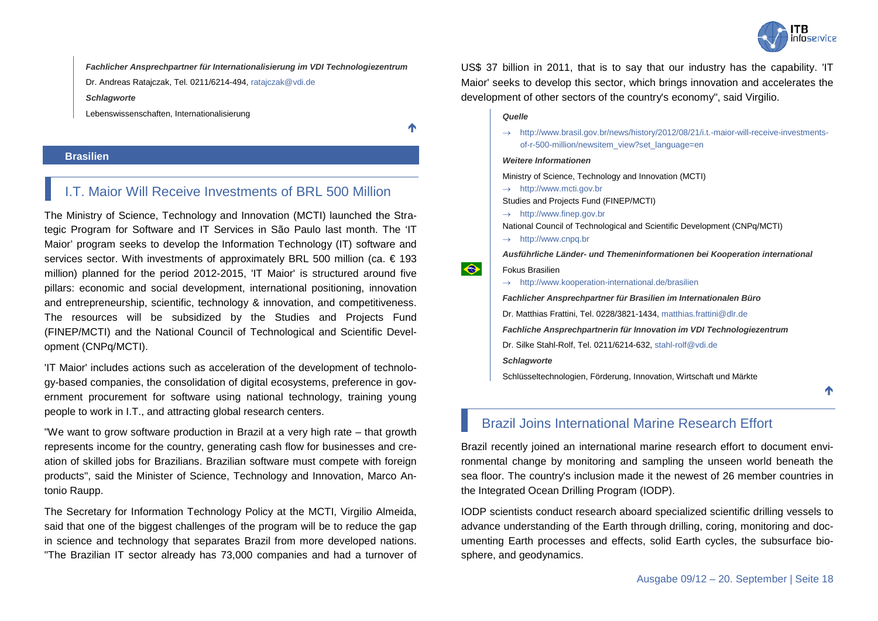***Fachlicher Ansprechpartner für Internationalisierung im VDI Technologiezentrum***

Dr. Andreas Ratajczak, Tel. 0211/6214-494, ratajczak@vdi.de

***Schlagworte***

Lebenswissenschaften, Internationalisierung

**Brasilien**

## I.T. Maior Will Receive Investments of BRL 500 Million

The Ministry of Science, Technology and Innovation (MCTI) launched the Strategic Program for Software and IT Services in São Paulo last month. The 'IT Maior' program seeks to develop the Information Technology (IT) software and services sector. With investments of approximately BRL 500 million (ca. € 193 million) planned for the period 2012-2015, 'IT Maior' is structured around five pillars: economic and social development, international positioning, innovation and entrepreneurship, scientific, technology & innovation, and competitiveness. The resources will be subsidized by the Studies and Projects Fund (FINEP/MCTI) and the National Council of Scientific and Technological Development (CNPq/MCTI).

'IT Maior' includes actions such as acceleration of the development of technology-based companies, the consolidation of digital ecosystems, preference in government procurement for software using national technology, training young people to work in I.T., and attracting global research centers.

"We want to grow software production in Brazil at a very high rate – that growth represents income for the country, generating cash flow for businesses and creation of skilled jobs for Brazilians. Brazilian software must compete with foreign products", said the Minister of Science, Technology and Innovation, Marco Antonio Raupp.

The Secretary for Information Technology Policy at the MCTI, Virgilio Almeida, said that one of the biggest challenges of the program will be to reduce the gap in science and technology that separates Brazil from more developed nations. "The Brazilian IT sector already has 73,000 companies and had a turnover of US$ 37 billion in 2011, that is to say that our industry has the capability. 'IT Maior' seeks to develop this sector, which brings innovation and accelerates the development of other sectors of the country's economy", said Virgilio.

***Quelle***

→ http://www.brasil.gov.br/news/history/2012/08/21/i.t.-maior-will-receive-investments-of-r-500-million/newsitem_view?set_language=en

***Weitere Informationen***

Ministry of Science, Technology and Innovation (MCTI)

→ http://www.mcti.gov.br

Studies and Projects Fund (FINEP/MCTI)

→ http://www.finep.gov.br

National Council of Technological and Scientific Development (CNPq/MCTI)

→ http://www.cnpq.br

***Ausführliche Länder- und Themeninformationen bei Kooperation international***

Fokus Brasilien

→ http://www.kooperation-international.de/brasilien

***Fachlicher Ansprechpartner für Brasilien im Internationalen Büro***

Dr. Matthias Frattini, Tel. 0228/3821-1434, matthias.frattini@dlr.de

***Fachliche Ansprechpartnerin für Innovation im VDI Technologiezentrum***

Dr. Silke Stahl-Rolf, Tel. 0211/6214-632, stahl-rolf@vdi.de

***Schlagworte***

Schlüsseltechnologien, Förderung, Innovation, Wirtschaft und Märkte

## Brazil Joins International Marine Research Effort

Brazil recently joined an international marine research effort to document environmental change by monitoring and sampling the unseen world beneath the sea floor. The country's inclusion made it the newest of 26 member countries in the Integrated Ocean Drilling Program (IODP).

IODP scientists conduct research aboard specialized scientific drilling vessels to advance understanding of the Earth through drilling, coring, monitoring and documenting Earth processes and effects, solid Earth cycles, the subsurface biosphere, and geodynamics.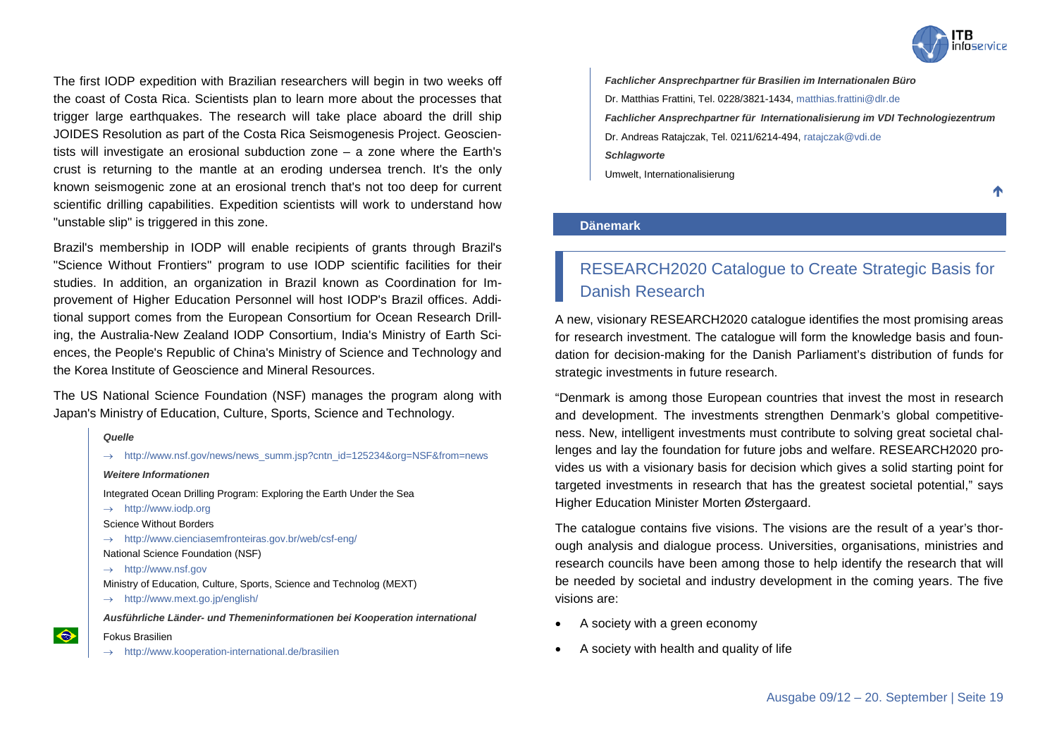The first IODP expedition with Brazilian researchers will begin in two weeks off the coast of Costa Rica. Scientists plan to learn more about the processes that trigger large earthquakes. The research will take place aboard the drill ship JOIDES Resolution as part of the Costa Rica Seismogenesis Project. Geoscientists will investigate an erosional subduction zone – a zone where the Earth's crust is returning to the mantle at an eroding undersea trench. It's the only known seismogenic zone at an erosional trench that's not too deep for current scientific drilling capabilities. Expedition scientists will work to understand how "unstable slip" is triggered in this zone.

Brazil's membership in IODP will enable recipients of grants through Brazil's "Science Without Frontiers" program to use IODP scientific facilities for their studies. In addition, an organization in Brazil known as Coordination for Improvement of Higher Education Personnel will host IODP's Brazil offices. Additional support comes from the European Consortium for Ocean Research Drilling, the Australia-New Zealand IODP Consortium, India's Ministry of Earth Sciences, the People's Republic of China's Ministry of Science and Technology and the Korea Institute of Geoscience and Mineral Resources.

The US National Science Foundation (NSF) manages the program along with Japan's Ministry of Education, Culture, Sports, Science and Technology.

***Quelle***

→ http://www.nsf.gov/news/news_summ.jsp?cntn_id=125234&org=NSF&from=news

***Weitere Informationen***

Integrated Ocean Drilling Program: Exploring the Earth Under the Sea

→ http://www.iodp.org

Science Without Borders

→ http://www.cienciasemfronteiras.gov.br/web/csf-eng/

National Science Foundation (NSF)

→ http://www.nsf.gov

Ministry of Education, Culture, Sports, Science and Technolog (MEXT)

→ http://www.mext.go.jp/english/

***Ausführliche Länder- und Themeninformationen bei Kooperation international***

Fokus Brasilien

→ http://www.kooperation-international.de/brasilien

***Fachlicher Ansprechpartner für Brasilien im Internationalen Büro***

Dr. Matthias Frattini, Tel. 0228/3821-1434, matthias.frattini@dlr.de

***Fachlicher Ansprechpartner für Internationalisierung im VDI Technologiezentrum***

Dr. Andreas Ratajczak, Tel. 0211/6214-494, ratajczak@vdi.de

***Schlagworte***

Umwelt, Internationalisierung

## Dänemark

### RESEARCH2020 Catalogue to Create Strategic Basis for Danish Research

A new, visionary RESEARCH2020 catalogue identifies the most promising areas for research investment. The catalogue will form the knowledge basis and foundation for decision-making for the Danish Parliament's distribution of funds for strategic investments in future research.

"Denmark is among those European countries that invest the most in research and development. The investments strengthen Denmark's global competitiveness. New, intelligent investments must contribute to solving great societal challenges and lay the foundation for future jobs and welfare. RESEARCH2020 provides us with a visionary basis for decision which gives a solid starting point for targeted investments in research that has the greatest societal potential," says Higher Education Minister Morten Østergaard.

The catalogue contains five visions. The visions are the result of a year's thorough analysis and dialogue process. Universities, organisations, ministries and research councils have been among those to help identify the research that will be needed by societal and industry development in the coming years. The five visions are:

- A society with a green economy
- A society with health and quality of life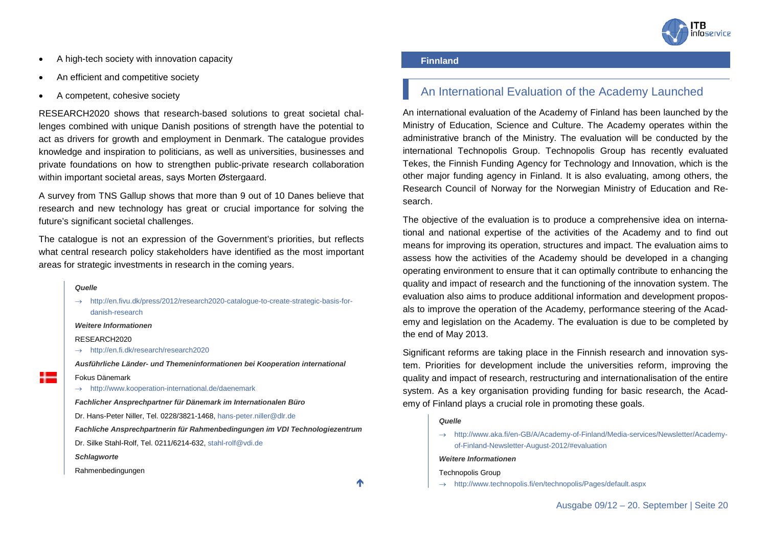- A high-tech society with innovation capacity
- An efficient and competitive society
- A competent, cohesive society

RESEARCH2020 shows that research-based solutions to great societal challenges combined with unique Danish positions of strength have the potential to act as drivers for growth and employment in Denmark. The catalogue provides knowledge and inspiration to politicians, as well as universities, businesses and private foundations on how to strengthen public-private research collaboration within important societal areas, says Morten Østergaard.

A survey from TNS Gallup shows that more than 9 out of 10 Danes believe that research and new technology has great or crucial importance for solving the future's significant societal challenges.

The catalogue is not an expression of the Government's priorities, but reflects what central research policy stakeholders have identified as the most important areas for strategic investments in research in the coming years.

***Quelle***

→ http://en.fivu.dk/press/2012/research2020-catalogue-to-create-strategic-basis-for-danish-research

***Weitere Informationen***

RESEARCH2020

→ http://en.fi.dk/research/research2020

***Ausführliche Länder- und Themeninformationen bei Kooperation international***

Fokus Dänemark

→ http://www.kooperation-international.de/daenemark

***Fachlicher Ansprechpartner für Dänemark im Internationalen Büro***

Dr. Hans-Peter Niller, Tel. 0228/3821-1468, hans-peter.niller@dlr.de

***Fachliche Ansprechpartnerin für Rahmenbedingungen im VDI Technologiezentrum***

Dr. Silke Stahl-Rolf, Tel. 0211/6214-632, stahl-rolf@vdi.de

***Schlagworte***

Rahmenbedingungen

**Finnland**

## An International Evaluation of the Academy Launched

An international evaluation of the Academy of Finland has been launched by the Ministry of Education, Science and Culture. The Academy operates within the administrative branch of the Ministry. The evaluation will be conducted by the international Technopolis Group. Technopolis Group has recently evaluated Tekes, the Finnish Funding Agency for Technology and Innovation, which is the other major funding agency in Finland. It is also evaluating, among others, the Research Council of Norway for the Norwegian Ministry of Education and Research.

The objective of the evaluation is to produce a comprehensive idea on international and national expertise of the activities of the Academy and to find out means for improving its operation, structures and impact. The evaluation aims to assess how the activities of the Academy should be developed in a changing operating environment to ensure that it can optimally contribute to enhancing the quality and impact of research and the functioning of the innovation system. The evaluation also aims to produce additional information and development proposals to improve the operation of the Academy, performance steering of the Academy and legislation on the Academy. The evaluation is due to be completed by the end of May 2013.

Significant reforms are taking place in the Finnish research and innovation system. Priorities for development include the universities reform, improving the quality and impact of research, restructuring and internationalisation of the entire system. As a key organisation providing funding for basic research, the Academy of Finland plays a crucial role in promoting these goals.

***Quelle***

→ http://www.aka.fi/en-GB/A/Academy-of-Finland/Media-services/Newsletter/Academy-of-Finland-Newsletter-August-2012/#evaluation

***Weitere Informationen***

Technopolis Group

→ http://www.technopolis.fi/en/technopolis/Pages/default.aspx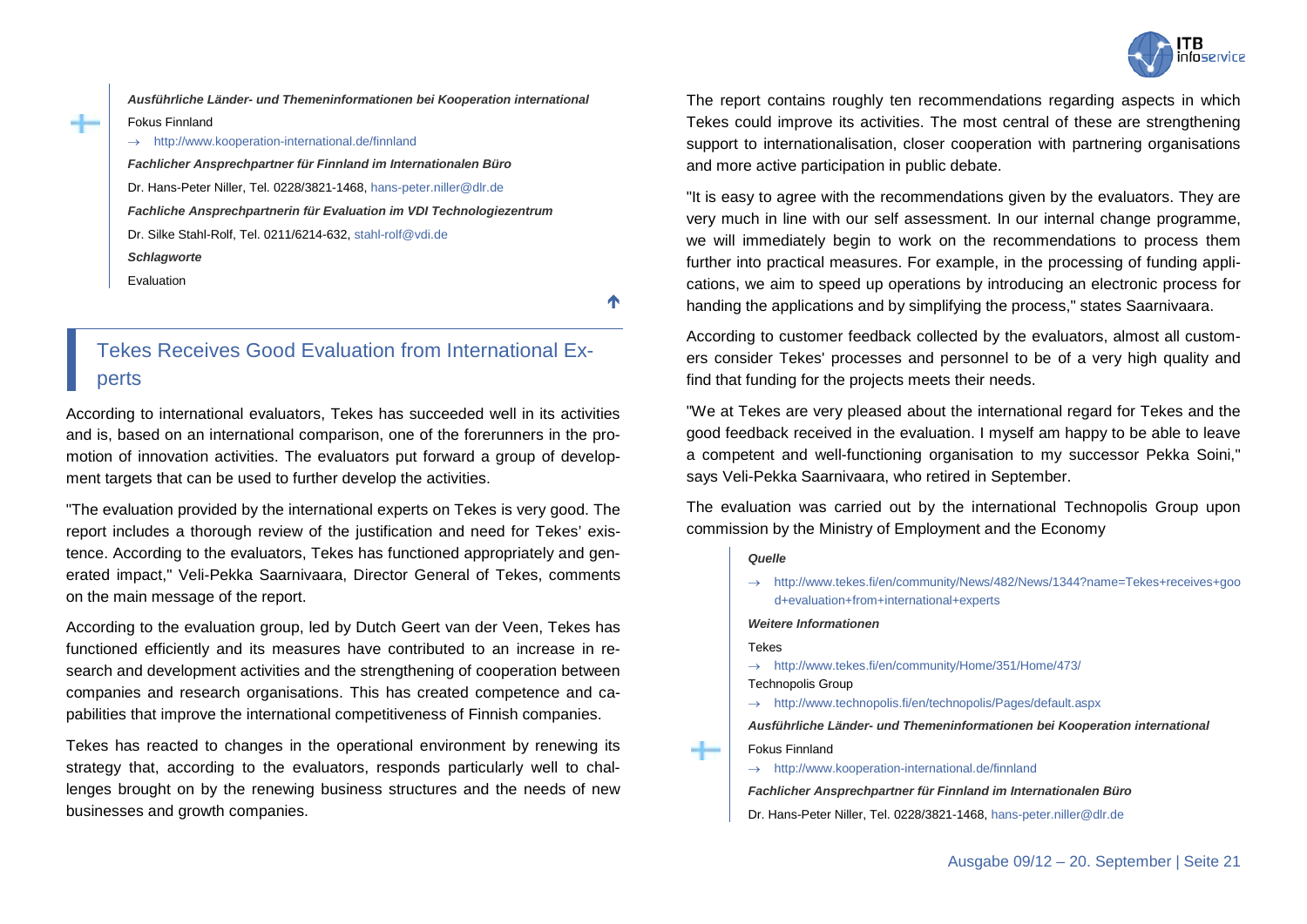***Ausführliche Länder- und Themeninformationen bei Kooperation international***

Fokus Finnland

→ http://www.kooperation-international.de/finnland

***Fachlicher Ansprechpartner für Finnland im Internationalen Büro***

Dr. Hans-Peter Niller, Tel. 0228/3821-1468, hans-peter.niller@dlr.de

***Fachliche Ansprechpartnerin für Evaluation im VDI Technologiezentrum***

Dr. Silke Stahl-Rolf, Tel. 0211/6214-632, stahl-rolf@vdi.de

***Schlagworte***

Evaluation

## Tekes Receives Good Evaluation from International Experts

According to international evaluators, Tekes has succeeded well in its activities and is, based on an international comparison, one of the forerunners in the promotion of innovation activities. The evaluators put forward a group of development targets that can be used to further develop the activities.

"The evaluation provided by the international experts on Tekes is very good. The report includes a thorough review of the justification and need for Tekes' existence. According to the evaluators, Tekes has functioned appropriately and generated impact," Veli-Pekka Saarnivaara, Director General of Tekes, comments on the main message of the report.

According to the evaluation group, led by Dutch Geert van der Veen, Tekes has functioned efficiently and its measures have contributed to an increase in research and development activities and the strengthening of cooperation between companies and research organisations. This has created competence and capabilities that improve the international competitiveness of Finnish companies.

Tekes has reacted to changes in the operational environment by renewing its strategy that, according to the evaluators, responds particularly well to challenges brought on by the renewing business structures and the needs of new businesses and growth companies.

The report contains roughly ten recommendations regarding aspects in which Tekes could improve its activities. The most central of these are strengthening support to internationalisation, closer cooperation with partnering organisations and more active participation in public debate.

"It is easy to agree with the recommendations given by the evaluators. They are very much in line with our self assessment. In our internal change programme, we will immediately begin to work on the recommendations to process them further into practical measures. For example, in the processing of funding applications, we aim to speed up operations by introducing an electronic process for handing the applications and by simplifying the process," states Saarnivaara.

According to customer feedback collected by the evaluators, almost all customers consider Tekes' processes and personnel to be of a very high quality and find that funding for the projects meets their needs.

"We at Tekes are very pleased about the international regard for Tekes and the good feedback received in the evaluation. I myself am happy to be able to leave a competent and well-functioning organisation to my successor Pekka Soini," says Veli-Pekka Saarnivaara, who retired in September.

The evaluation was carried out by the international Technopolis Group upon commission by the Ministry of Employment and the Economy

***Quelle***

→ http://www.tekes.fi/en/community/News/482/News/1344?name=Tekes+receives+good+evaluation+from+international+experts

***Weitere Informationen***

Tekes

→ http://www.tekes.fi/en/community/Home/351/Home/473/

Technopolis Group

→ http://www.technopolis.fi/en/technopolis/Pages/default.aspx

***Ausführliche Länder- und Themeninformationen bei Kooperation international***

Fokus Finnland

→ http://www.kooperation-international.de/finnland

***Fachlicher Ansprechpartner für Finnland im Internationalen Büro***

Dr. Hans-Peter Niller, Tel. 0228/3821-1468, hans-peter.niller@dlr.de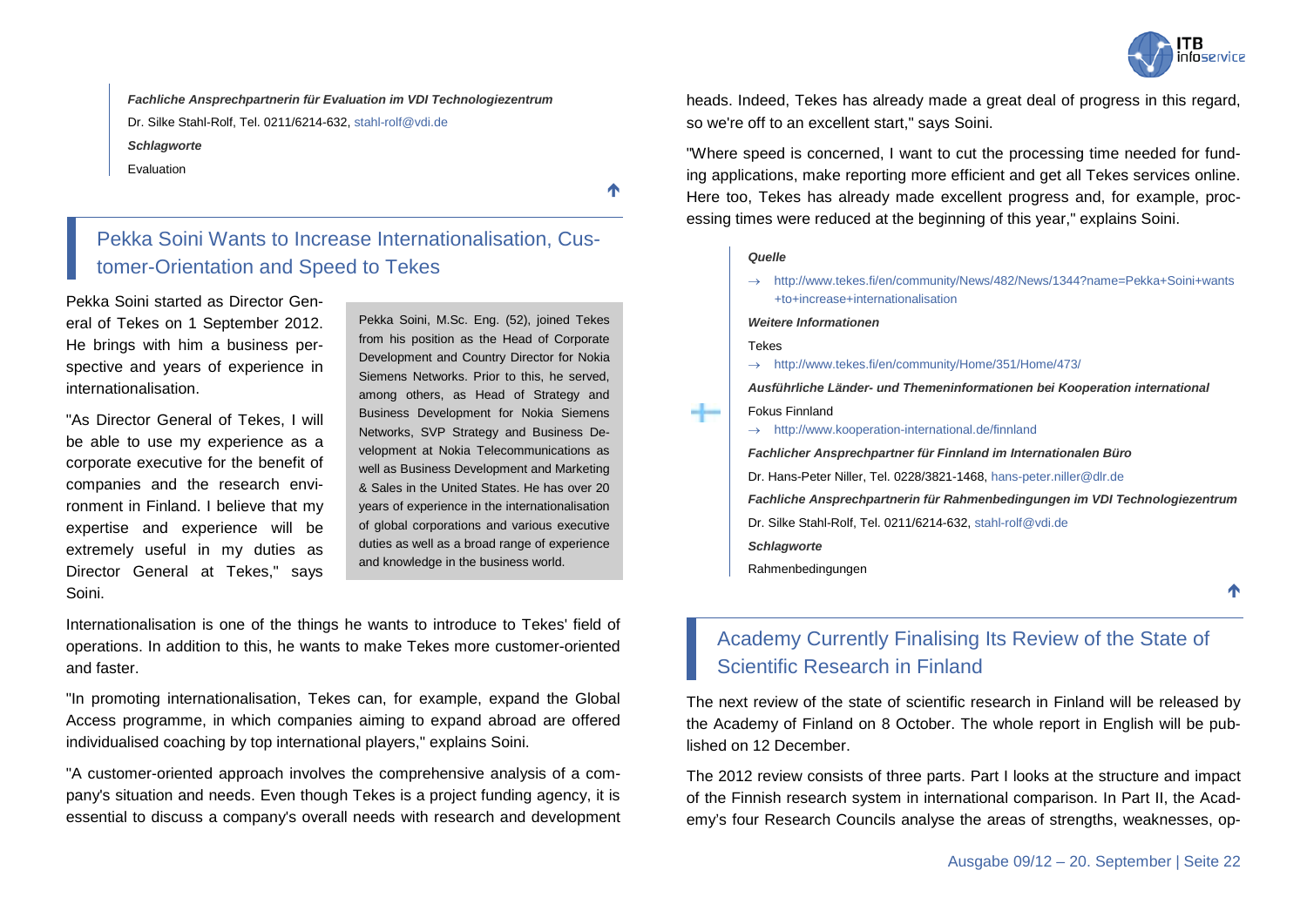*Fachliche Ansprechpartnerin für Evaluation im VDI Technologiezentrum*

Dr. Silke Stahl-Rolf, Tel. 0211/6214-632, stahl-rolf@vdi.de

*Schlagworte*

Evaluation

## Pekka Soini Wants to Increase Internationalisation, Customer-Orientation and Speed to Tekes

Pekka Soini started as Director General of Tekes on 1 September 2012. He brings with him a business perspective and years of experience in internationalisation.

> Pekka Soini, M.Sc. Eng. (52), joined Tekes from his position as the Head of Corporate Development and Country Director for Nokia Siemens Networks. Prior to this, he served, among others, as Head of Strategy and Business Development for Nokia Siemens Networks, SVP Strategy and Business Development at Nokia Telecommunications as well as Business Development and Marketing & Sales in the United States. He has over 20 years of experience in the internationalisation of global corporations and various executive duties as well as a broad range of experience and knowledge in the business world.

"As Director General of Tekes, I will be able to use my experience as a corporate executive for the benefit of companies and the research environment in Finland. I believe that my expertise and experience will be extremely useful in my duties as Director General at Tekes," says Soini.

Internationalisation is one of the things he wants to introduce to Tekes' field of operations. In addition to this, he wants to make Tekes more customer-oriented and faster.

"In promoting internationalisation, Tekes can, for example, expand the Global Access programme, in which companies aiming to expand abroad are offered individualised coaching by top international players," explains Soini.

"A customer-oriented approach involves the comprehensive analysis of a company's situation and needs. Even though Tekes is a project funding agency, it is essential to discuss a company's overall needs with research and development heads. Indeed, Tekes has already made a great deal of progress in this regard, so we're off to an excellent start," says Soini.

"Where speed is concerned, I want to cut the processing time needed for funding applications, make reporting more efficient and get all Tekes services online. Here too, Tekes has already made excellent progress and, for example, processing times were reduced at the beginning of this year," explains Soini.

*Quelle*

→ http://www.tekes.fi/en/community/News/482/News/1344?name=Pekka+Soini+wants+to+increase+internationalisation

*Weitere Informationen*

Tekes

→ http://www.tekes.fi/en/community/Home/351/Home/473/

*Ausführliche Länder- und Themeninformationen bei Kooperation international*

Fokus Finnland

→ http://www.kooperation-international.de/finnland

*Fachlicher Ansprechpartner für Finnland im Internationalen Büro*

Dr. Hans-Peter Niller, Tel. 0228/3821-1468, hans-peter.niller@dlr.de

*Fachliche Ansprechpartnerin für Rahmenbedingungen im VDI Technologiezentrum*

Dr. Silke Stahl-Rolf, Tel. 0211/6214-632, stahl-rolf@vdi.de

*Schlagworte*

Rahmenbedingungen

## Academy Currently Finalising Its Review of the State of Scientific Research in Finland

The next review of the state of scientific research in Finland will be released by the Academy of Finland on 8 October. The whole report in English will be published on 12 December.

The 2012 review consists of three parts. Part I looks at the structure and impact of the Finnish research system in international comparison. In Part II, the Academy's four Research Councils analyse the areas of strengths, weaknesses, op-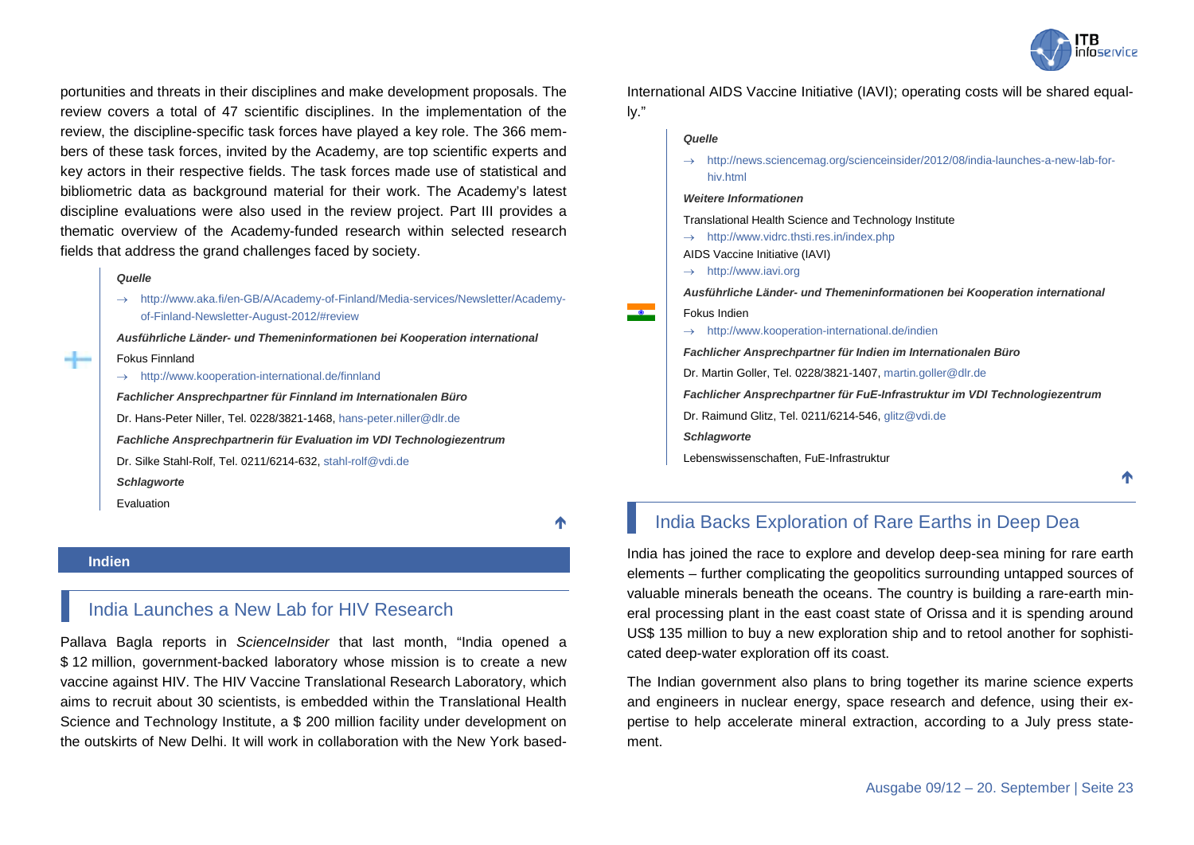portunities and threats in their disciplines and make development proposals. The review covers a total of 47 scientific disciplines. In the implementation of the review, the discipline-specific task forces have played a key role. The 366 members of these task forces, invited by the Academy, are top scientific experts and key actors in their respective fields. The task forces made use of statistical and bibliometric data as background material for their work. The Academy's latest discipline evaluations were also used in the review project. Part III provides a thematic overview of the Academy-funded research within selected research fields that address the grand challenges faced by society.

***Quelle***

→ http://www.aka.fi/en-GB/A/Academy-of-Finland/Media-services/Newsletter/Academy-of-Finland-Newsletter-August-2012/#review

***Ausführliche Länder- und Themeninformationen bei Kooperation international***

Fokus Finnland

→ http://www.kooperation-international.de/finnland

***Fachlicher Ansprechpartner für Finnland im Internationalen Büro***

Dr. Hans-Peter Niller, Tel. 0228/3821-1468, hans-peter.niller@dlr.de

***Fachliche Ansprechpartnerin für Evaluation im VDI Technologiezentrum***

Dr. Silke Stahl-Rolf, Tel. 0211/6214-632, stahl-rolf@vdi.de

***Schlagworte***

Evaluation

## Indien

### India Launches a New Lab for HIV Research

Pallava Bagla reports in *ScienceInsider* that last month, "India opened a $ 12 million, government-backed laboratory whose mission is to create a new vaccine against HIV. The HIV Vaccine Translational Research Laboratory, which aims to recruit about 30 scientists, is embedded within the Translational Health Science and Technology Institute, a $ 200 million facility under development on the outskirts of New Delhi. It will work in collaboration with the New York based-International AIDS Vaccine Initiative (IAVI); operating costs will be shared equally."

***Quelle***

→ http://news.sciencemag.org/scienceinsider/2012/08/india-launches-a-new-lab-for-hiv.html

***Weitere Informationen***

Translational Health Science and Technology Institute

→ http://www.vidrc.thsti.res.in/index.php

AIDS Vaccine Initiative (IAVI)

→ http://www.iavi.org

***Ausführliche Länder- und Themeninformationen bei Kooperation international***

Fokus Indien

→ http://www.kooperation-international.de/indien

***Fachlicher Ansprechpartner für Indien im Internationalen Büro***

Dr. Martin Goller, Tel. 0228/3821-1407, martin.goller@dlr.de

***Fachlicher Ansprechpartner für FuE-Infrastruktur im VDI Technologiezentrum***

Dr. Raimund Glitz, Tel. 0211/6214-546, glitz@vdi.de

***Schlagworte***

Lebenswissenschaften, FuE-Infrastruktur

### India Backs Exploration of Rare Earths in Deep Dea

India has joined the race to explore and develop deep-sea mining for rare earth elements – further complicating the geopolitics surrounding untapped sources of valuable minerals beneath the oceans. The country is building a rare-earth mineral processing plant in the east coast state of Orissa and it is spending around US$ 135 million to buy a new exploration ship and to retool another for sophisticated deep-water exploration off its coast.

The Indian government also plans to bring together its marine science experts and engineers in nuclear energy, space research and defence, using their expertise to help accelerate mineral extraction, according to a July press statement.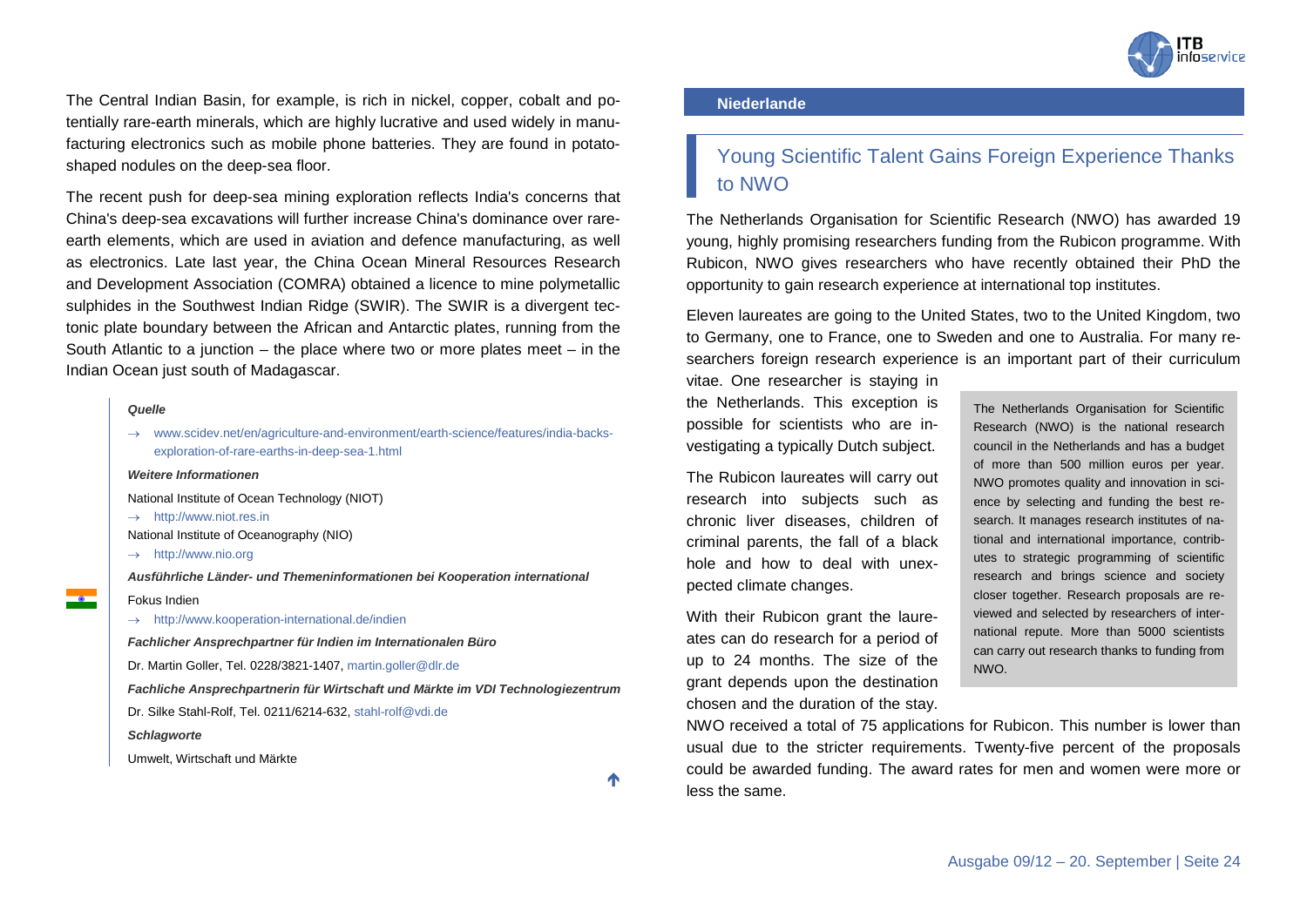The Central Indian Basin, for example, is rich in nickel, copper, cobalt and potentially rare-earth minerals, which are highly lucrative and used widely in manufacturing electronics such as mobile phone batteries. They are found in potato-shaped nodules on the deep-sea floor.

The recent push for deep-sea mining exploration reflects India's concerns that China's deep-sea excavations will further increase China's dominance over rare-earth elements, which are used in aviation and defence manufacturing, as well as electronics. Late last year, the China Ocean Mineral Resources Research and Development Association (COMRA) obtained a licence to mine polymetallic sulphides in the Southwest Indian Ridge (SWIR). The SWIR is a divergent tectonic plate boundary between the African and Antarctic plates, running from the South Atlantic to a junction – the place where two or more plates meet – in the Indian Ocean just south of Madagascar.

***Quelle***

→ www.scidev.net/en/agriculture-and-environment/earth-science/features/india-backs-exploration-of-rare-earths-in-deep-sea-1.html

***Weitere Informationen***

National Institute of Ocean Technology (NIOT)

→ http://www.niot.res.in

National Institute of Oceanography (NIO)

→ http://www.nio.org

***Ausführliche Länder- und Themeninformationen bei Kooperation international***

Fokus Indien

→ http://www.kooperation-international.de/indien

***Fachlicher Ansprechpartner für Indien im Internationalen Büro***

Dr. Martin Goller, Tel. 0228/3821-1407, martin.goller@dlr.de

***Fachliche Ansprechpartnerin für Wirtschaft und Märkte im VDI Technologiezentrum***

Dr. Silke Stahl-Rolf, Tel. 0211/6214-632, stahl-rolf@vdi.de

***Schlagworte***

Umwelt, Wirtschaft und Märkte

**Niederlande**

## Young Scientific Talent Gains Foreign Experience Thanks to NWO

The Netherlands Organisation for Scientific Research (NWO) has awarded 19 young, highly promising researchers funding from the Rubicon programme. With Rubicon, NWO gives researchers who have recently obtained their PhD the opportunity to gain research experience at international top institutes.

Eleven laureates are going to the United States, two to the United Kingdom, two to Germany, one to France, one to Sweden and one to Australia. For many researchers foreign research experience is an important part of their curriculum vitae. One researcher is staying in the Netherlands. This exception is possible for scientists who are investigating a typically Dutch subject.

The Rubicon laureates will carry out research into subjects such as chronic liver diseases, children of criminal parents, the fall of a black hole and how to deal with unexpected climate changes.

With their Rubicon grant the laureates can do research for a period of up to 24 months. The size of the grant depends upon the destination chosen and the duration of the stay.

> The Netherlands Organisation for Scientific Research (NWO) is the national research council in the Netherlands and has a budget of more than 500 million euros per year. NWO promotes quality and innovation in science by selecting and funding the best research. It manages research institutes of national and international importance, contributes to strategic programming of scientific research and brings science and society closer together. Research proposals are reviewed and selected by researchers of international repute. More than 5000 scientists can carry out research thanks to funding from NWO.

NWO received a total of 75 applications for Rubicon. This number is lower than usual due to the stricter requirements. Twenty-five percent of the proposals could be awarded funding. The award rates for men and women were more or less the same.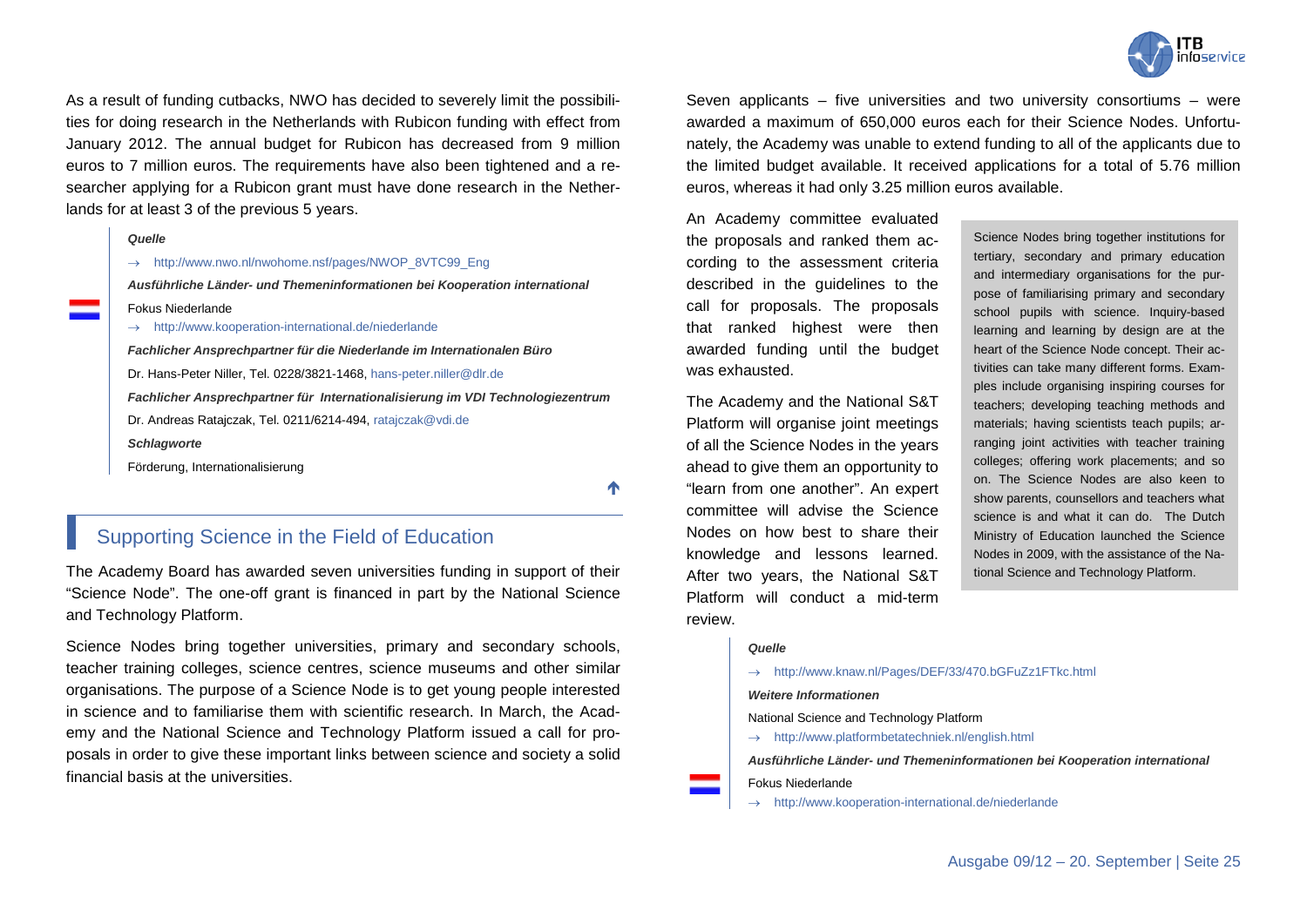As a result of funding cutbacks, NWO has decided to severely limit the possibilities for doing research in the Netherlands with Rubicon funding with effect from January 2012. The annual budget for Rubicon has decreased from 9 million euros to 7 million euros. The requirements have also been tightened and a researcher applying for a Rubicon grant must have done research in the Netherlands for at least 3 of the previous 5 years.

***Quelle***

→ http://www.nwo.nl/nwohome.nsf/pages/NWOP_8VTC99_Eng

***Ausführliche Länder- und Themeninformationen bei Kooperation international***

Fokus Niederlande

→ http://www.kooperation-international.de/niederlande

***Fachlicher Ansprechpartner für die Niederlande im Internationalen Büro***

Dr. Hans-Peter Niller, Tel. 0228/3821-1468, hans-peter.niller@dlr.de

***Fachlicher Ansprechpartner für Internationalisierung im VDI Technologiezentrum***

Dr. Andreas Ratajczak, Tel. 0211/6214-494, ratajczak@vdi.de

***Schlagworte***

Förderung, Internationalisierung

## Supporting Science in the Field of Education

The Academy Board has awarded seven universities funding in support of their "Science Node". The one-off grant is financed in part by the National Science and Technology Platform.

Science Nodes bring together universities, primary and secondary schools, teacher training colleges, science centres, science museums and other similar organisations. The purpose of a Science Node is to get young people interested in science and to familiarise them with scientific research. In March, the Academy and the National Science and Technology Platform issued a call for proposals in order to give these important links between science and society a solid financial basis at the universities.

Seven applicants – five universities and two university consortiums – were awarded a maximum of 650,000 euros each for their Science Nodes. Unfortunately, the Academy was unable to extend funding to all of the applicants due to the limited budget available. It received applications for a total of 5.76 million euros, whereas it had only 3.25 million euros available.

An Academy committee evaluated the proposals and ranked them according to the assessment criteria described in the guidelines to the call for proposals. The proposals that ranked highest were then awarded funding until the budget was exhausted.

The Academy and the National S&T Platform will organise joint meetings of all the Science Nodes in the years ahead to give them an opportunity to "learn from one another". An expert committee will advise the Science Nodes on how best to share their knowledge and lessons learned. After two years, the National S&T Platform will conduct a mid-term review.

Science Nodes bring together institutions for tertiary, secondary and primary education and intermediary organisations for the purpose of familiarising primary and secondary school pupils with science. Inquiry-based learning and learning by design are at the heart of the Science Node concept. Their activities can take many different forms. Examples include organising inspiring courses for teachers; developing teaching methods and materials; having scientists teach pupils; arranging joint activities with teacher training colleges; offering work placements; and so on. The Science Nodes are also keen to show parents, counsellors and teachers what science is and what it can do. The Dutch Ministry of Education launched the Science Nodes in 2009, with the assistance of the National Science and Technology Platform.

***Quelle***

→ http://www.knaw.nl/Pages/DEF/33/470.bGFuZz1FTkc.html

***Weitere Informationen***

National Science and Technology Platform

→ http://www.platformbetatechniek.nl/english.html

***Ausführliche Länder- und Themeninformationen bei Kooperation international***

Fokus Niederlande

→ http://www.kooperation-international.de/niederlande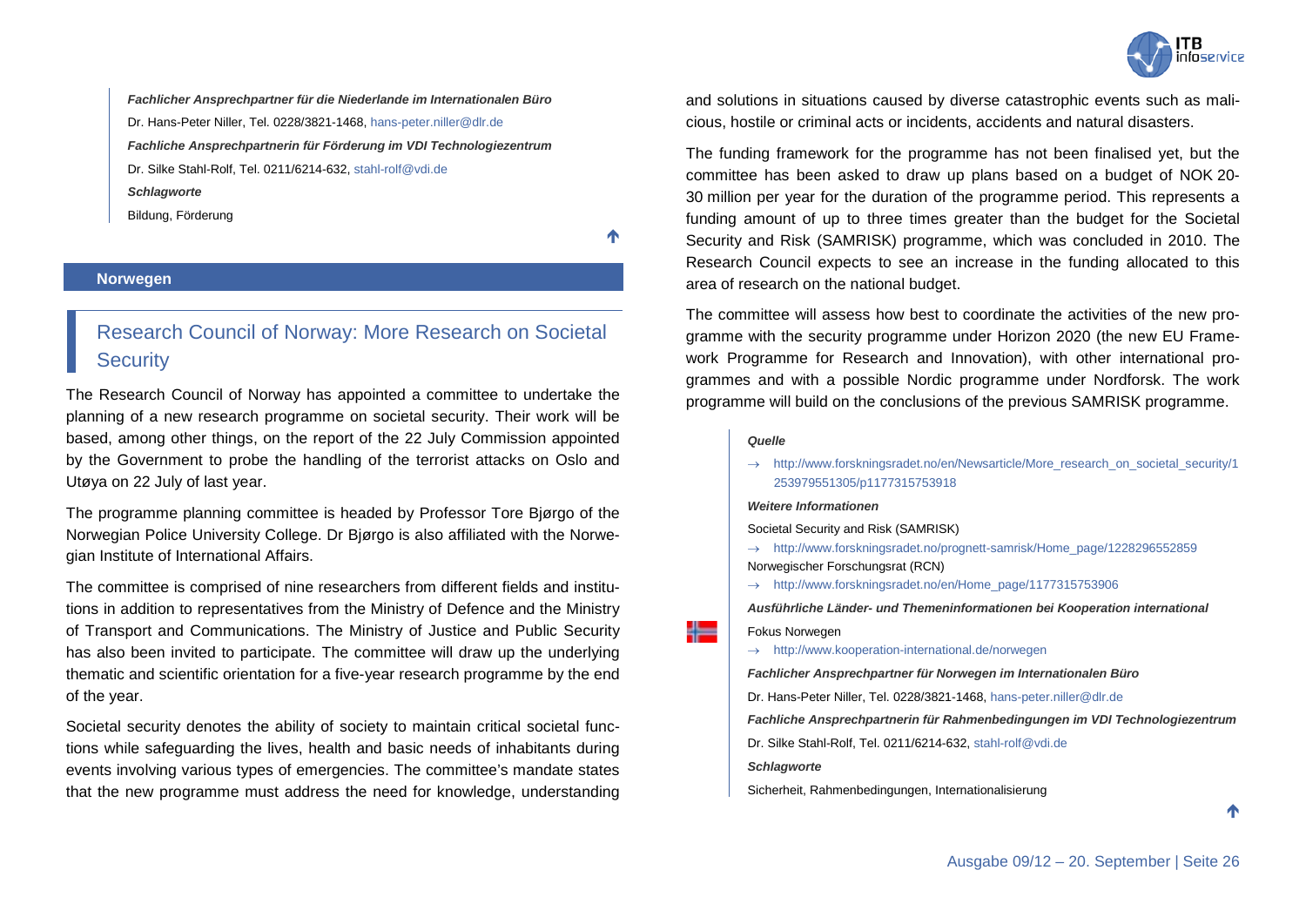*Fachlicher Ansprechpartner für die Niederlande im Internationalen Büro*

Dr. Hans-Peter Niller, Tel. 0228/3821-1468, hans-peter.niller@dlr.de

*Fachliche Ansprechpartnerin für Förderung im VDI Technologiezentrum*

Dr. Silke Stahl-Rolf, Tel. 0211/6214-632, stahl-rolf@vdi.de

*Schlagworte*

Bildung, Förderung

**Norwegen**

## Research Council of Norway: More Research on Societal Security

The Research Council of Norway has appointed a committee to undertake the planning of a new research programme on societal security. Their work will be based, among other things, on the report of the 22 July Commission appointed by the Government to probe the handling of the terrorist attacks on Oslo and Utøya on 22 July of last year.

The programme planning committee is headed by Professor Tore Bjørgo of the Norwegian Police University College. Dr Bjørgo is also affiliated with the Norwegian Institute of International Affairs.

The committee is comprised of nine researchers from different fields and institutions in addition to representatives from the Ministry of Defence and the Ministry of Transport and Communications. The Ministry of Justice and Public Security has also been invited to participate. The committee will draw up the underlying thematic and scientific orientation for a five-year research programme by the end of the year.

Societal security denotes the ability of society to maintain critical societal functions while safeguarding the lives, health and basic needs of inhabitants during events involving various types of emergencies. The committee's mandate states that the new programme must address the need for knowledge, understanding and solutions in situations caused by diverse catastrophic events such as malicious, hostile or criminal acts or incidents, accidents and natural disasters.

The funding framework for the programme has not been finalised yet, but the committee has been asked to draw up plans based on a budget of NOK 20-30 million per year for the duration of the programme period. This represents a funding amount of up to three times greater than the budget for the Societal Security and Risk (SAMRISK) programme, which was concluded in 2010. The Research Council expects to see an increase in the funding allocated to this area of research on the national budget.

The committee will assess how best to coordinate the activities of the new programme with the security programme under Horizon 2020 (the new EU Framework Programme for Research and Innovation), with other international programmes and with a possible Nordic programme under Nordforsk. The work programme will build on the conclusions of the previous SAMRISK programme.

*Quelle*

→ http://www.forskningsradet.no/en/Newsarticle/More_research_on_societal_security/1253979551305/p1177315753918

*Weitere Informationen*

Societal Security and Risk (SAMRISK)

→ http://www.forskningsradet.no/prognett-samrisk/Home_page/1228296552859

Norwegischer Forschungsrat (RCN)

→ http://www.forskningsradet.no/en/Home_page/1177315753906

*Ausführliche Länder- und Themeninformationen bei Kooperation international*

Fokus Norwegen

→ http://www.kooperation-international.de/norwegen

*Fachlicher Ansprechpartner für Norwegen im Internationalen Büro*

Dr. Hans-Peter Niller, Tel. 0228/3821-1468, hans-peter.niller@dlr.de

*Fachliche Ansprechpartnerin für Rahmenbedingungen im VDI Technologiezentrum*

Dr. Silke Stahl-Rolf, Tel. 0211/6214-632, stahl-rolf@vdi.de

*Schlagworte*

Sicherheit, Rahmenbedingungen, Internationalisierung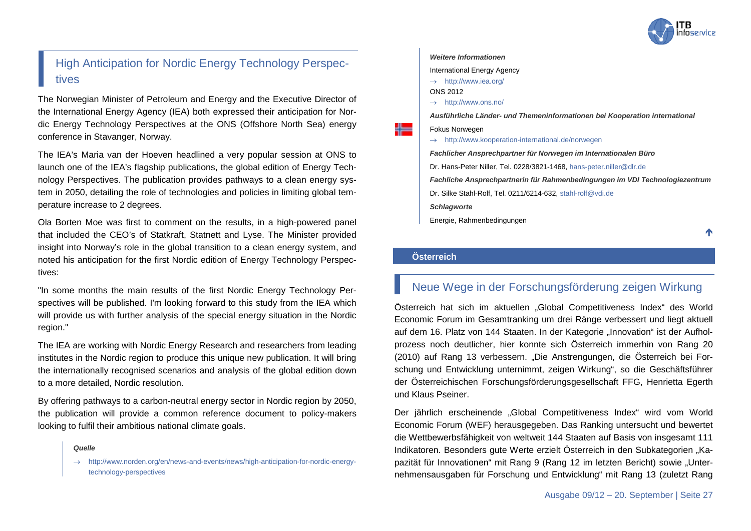## High Anticipation for Nordic Energy Technology Perspectives

The Norwegian Minister of Petroleum and Energy and the Executive Director of the International Energy Agency (IEA) both expressed their anticipation for Nordic Energy Technology Perspectives at the ONS (Offshore North Sea) energy conference in Stavanger, Norway.

The IEA's Maria van der Hoeven headlined a very popular session at ONS to launch one of the IEA's flagship publications, the global edition of Energy Technology Perspectives. The publication provides pathways to a clean energy system in 2050, detailing the role of technologies and policies in limiting global temperature increase to 2 degrees.

Ola Borten Moe was first to comment on the results, in a high-powered panel that included the CEO's of Statkraft, Statnett and Lyse. The Minister provided insight into Norway's role in the global transition to a clean energy system, and noted his anticipation for the first Nordic edition of Energy Technology Perspectives:

"In some months the main results of the first Nordic Energy Technology Perspectives will be published. I'm looking forward to this study from the IEA which will provide us with further analysis of the special energy situation in the Nordic region."

The IEA are working with Nordic Energy Research and researchers from leading institutes in the Nordic region to produce this unique new publication. It will bring the internationally recognised scenarios and analysis of the global edition down to a more detailed, Nordic resolution.

By offering pathways to a carbon-neutral energy sector in Nordic region by 2050, the publication will provide a common reference document to policy-makers looking to fulfil their ambitious national climate goals.

***Quelle***

→ http://www.norden.org/en/news-and-events/news/high-anticipation-for-nordic-energy-technology-perspectives

***Weitere Informationen***

International Energy Agency

→ http://www.iea.org/

ONS 2012

→ http://www.ons.no/

***Ausführliche Länder- und Themeninformationen bei Kooperation international***

Fokus Norwegen

→ http://www.kooperation-international.de/norwegen

***Fachlicher Ansprechpartner für Norwegen im Internationalen Büro***

Dr. Hans-Peter Niller, Tel. 0228/3821-1468, hans-peter.niller@dlr.de

***Fachliche Ansprechpartnerin für Rahmenbedingungen im VDI Technologiezentrum***

Dr. Silke Stahl-Rolf, Tel. 0211/6214-632, stahl-rolf@vdi.de

***Schlagworte***

Energie, Rahmenbedingungen

# Österreich

## Neue Wege in der Forschungsförderung zeigen Wirkung

Österreich hat sich im aktuellen „Global Competitiveness Index" des World Economic Forum im Gesamtranking um drei Ränge verbessert und liegt aktuell auf dem 16. Platz von 144 Staaten. In der Kategorie „Innovation" ist der Aufholprozess noch deutlicher, hier konnte sich Österreich immerhin von Rang 20 (2010) auf Rang 13 verbessern. „Die Anstrengungen, die Österreich bei Forschung und Entwicklung unternimmt, zeigen Wirkung", so die Geschäftsführer der Österreichischen Forschungsförderungsgesellschaft FFG, Henrietta Egerth und Klaus Pseiner.

Der jährlich erscheinende „Global Competitiveness Index" wird vom World Economic Forum (WEF) herausgegeben. Das Ranking untersucht und bewertet die Wettbewerbsfähigkeit von weltweit 144 Staaten auf Basis von insgesamt 111 Indikatoren. Besonders gute Werte erzielt Österreich in den Subkategorien „Kapazität für Innovationen" mit Rang 9 (Rang 12 im letzten Bericht) sowie „Unternehmensausgaben für Forschung und Entwicklung" mit Rang 13 (zuletzt Rang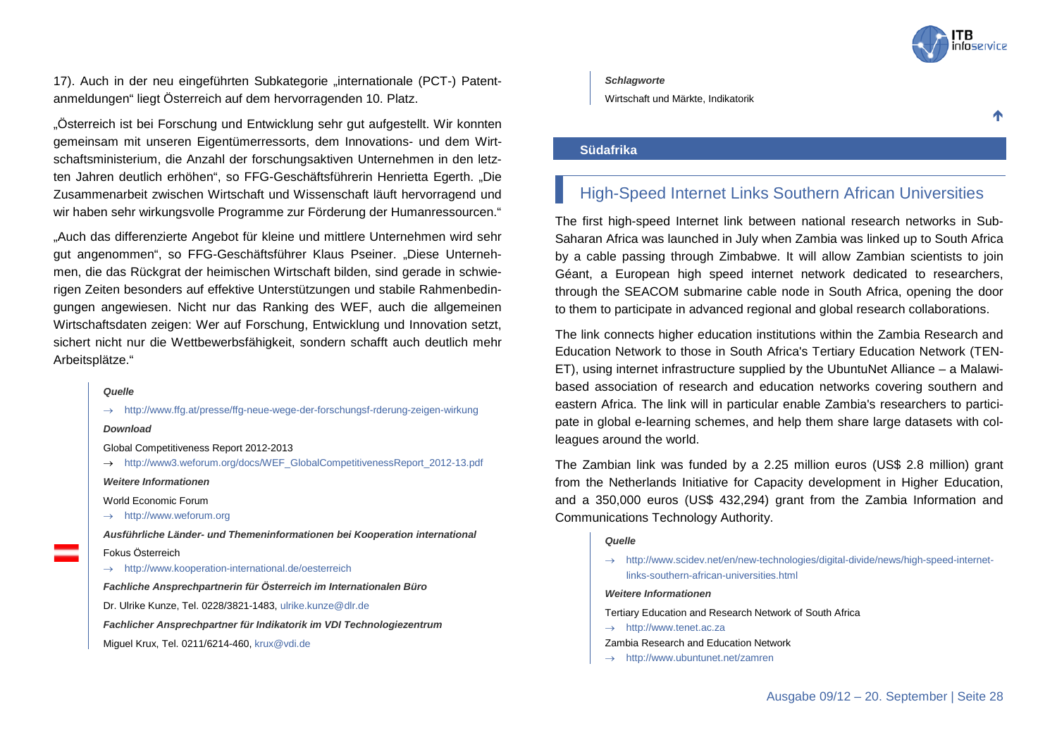17). Auch in der neu eingeführten Subkategorie „internationale (PCT-) Patentanmeldungen" liegt Österreich auf dem hervorragenden 10. Platz.

„Österreich ist bei Forschung und Entwicklung sehr gut aufgestellt. Wir konnten gemeinsam mit unseren Eigentümerressorts, dem Innovations- und dem Wirtschaftsministerium, die Anzahl der forschungsaktiven Unternehmen in den letzten Jahren deutlich erhöhen", so FFG-Geschäftsführerin Henrietta Egerth. „Die Zusammenarbeit zwischen Wirtschaft und Wissenschaft läuft hervorragend und wir haben sehr wirkungsvolle Programme zur Förderung der Humanressourcen."

„Auch das differenzierte Angebot für kleine und mittlere Unternehmen wird sehr gut angenommen", so FFG-Geschäftsführer Klaus Pseiner. „Diese Unternehmen, die das Rückgrat der heimischen Wirtschaft bilden, sind gerade in schwierigen Zeiten besonders auf effektive Unterstützungen und stabile Rahmenbedingungen angewiesen. Nicht nur das Ranking des WEF, auch die allgemeinen Wirtschaftsdaten zeigen: Wer auf Forschung, Entwicklung und Innovation setzt, sichert nicht nur die Wettbewerbsfähigkeit, sondern schafft auch deutlich mehr Arbeitsplätze."

***Quelle***

→ http://www.ffg.at/presse/ffg-neue-wege-der-forschungsf-rderung-zeigen-wirkung

***Download***

Global Competitiveness Report 2012-2013

→ http://www3.weforum.org/docs/WEF_GlobalCompetitivenessReport_2012-13.pdf

***Weitere Informationen***

World Economic Forum

→ http://www.weforum.org

***Ausführliche Länder- und Themeninformationen bei Kooperation international***

Fokus Österreich

→ http://www.kooperation-international.de/oesterreich

***Fachliche Ansprechpartnerin für Österreich im Internationalen Büro***

Dr. Ulrike Kunze, Tel. 0228/3821-1483, ulrike.kunze@dlr.de

***Fachlicher Ansprechpartner für Indikatorik im VDI Technologiezentrum***

Miguel Krux, Tel. 0211/6214-460, krux@vdi.de

***Schlagworte***

Wirtschaft und Märkte, Indikatorik

## Südafrika

### High-Speed Internet Links Southern African Universities

The first high-speed Internet link between national research networks in Sub-Saharan Africa was launched in July when Zambia was linked up to South Africa by a cable passing through Zimbabwe. It will allow Zambian scientists to join Géant, a European high speed internet network dedicated to researchers, through the SEACOM submarine cable node in South Africa, opening the door to them to participate in advanced regional and global research collaborations.

The link connects higher education institutions within the Zambia Research and Education Network to those in South Africa's Tertiary Education Network (TENET), using internet infrastructure supplied by the UbuntuNet Alliance – a Malawi-based association of research and education networks covering southern and eastern Africa. The link will in particular enable Zambia's researchers to participate in global e-learning schemes, and help them share large datasets with colleagues around the world.

The Zambian link was funded by a 2.25 million euros (US$ 2.8 million) grant from the Netherlands Initiative for Capacity development in Higher Education, and a 350,000 euros (US$ 432,294) grant from the Zambia Information and Communications Technology Authority.

***Quelle***

→ http://www.scidev.net/en/new-technologies/digital-divide/news/high-speed-internet-links-southern-african-universities.html

***Weitere Informationen***

Tertiary Education and Research Network of South Africa

→ http://www.tenet.ac.za

Zambia Research and Education Network

→ http://www.ubuntunet.net/zamren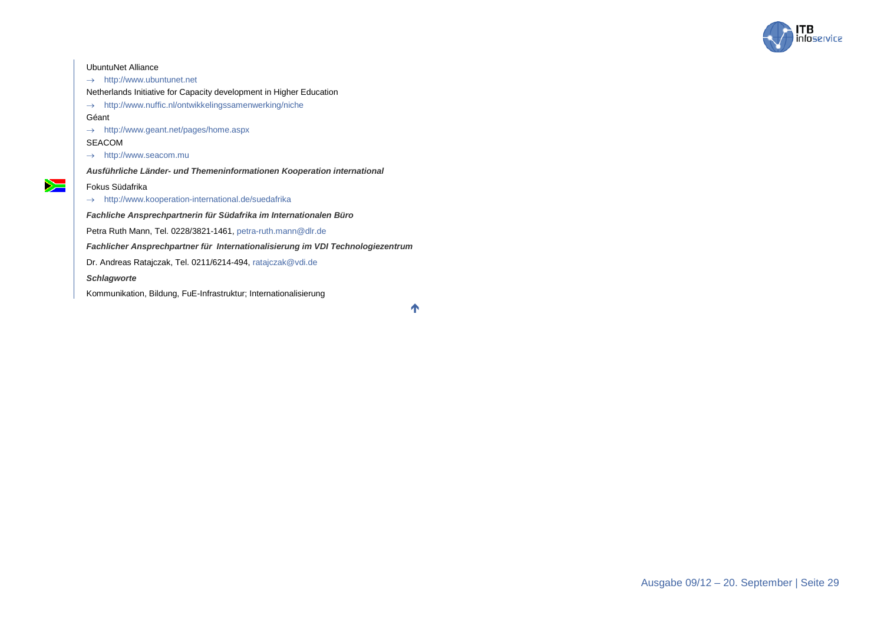UbuntuNet Alliance

→ http://www.ubuntunet.net

Netherlands Initiative for Capacity development in Higher Education

→ http://www.nuffic.nl/ontwikkelingssamenwerking/niche

Géant

→ http://www.geant.net/pages/home.aspx

SEACOM

→ http://www.seacom.mu

***Ausführliche Länder- und Themeninformationen Kooperation international***

Fokus Südafrika

→ http://www.kooperation-international.de/suedafrika

***Fachliche Ansprechpartnerin für Südafrika im Internationalen Büro***

Petra Ruth Mann, Tel. 0228/3821-1461, petra-ruth.mann@dlr.de

***Fachlicher Ansprechpartner für Internationalisierung im VDI Technologiezentrum***

Dr. Andreas Ratajczak, Tel. 0211/6214-494, ratajczak@vdi.de

***Schlagworte***

Kommunikation, Bildung, FuE-Infrastruktur; Internationalisierung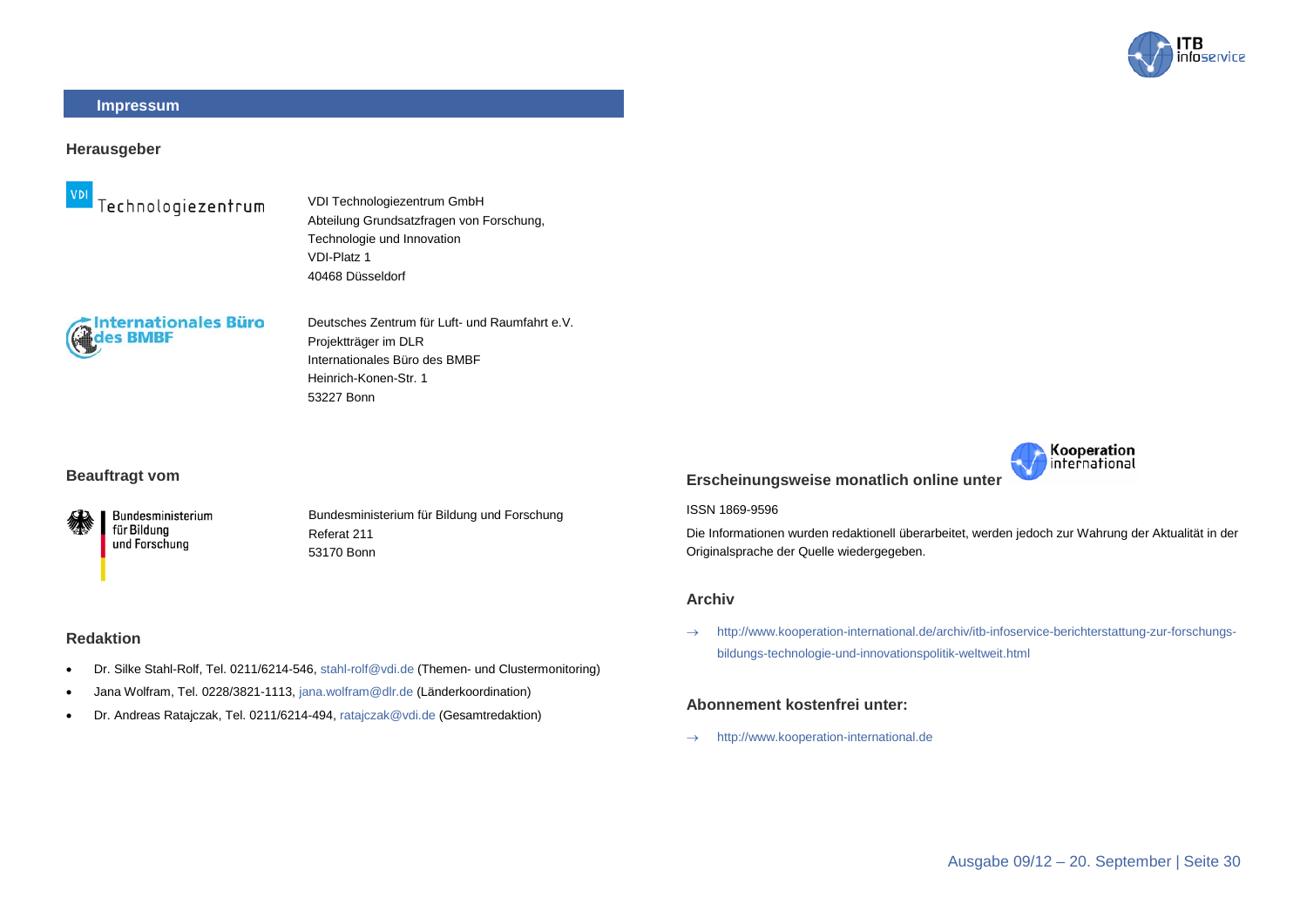## Impressum

### Herausgeber

VDI Technologiezentrum GmbH
Abteilung Grundsatzfragen von Forschung, Technologie und Innovation
VDI-Platz 1
40468 Düsseldorf

Deutsches Zentrum für Luft- und Raumfahrt e.V.
Projektträger im DLR
Internationales Büro des BMBF
Heinrich-Konen-Str. 1
53227 Bonn

### Beauftragt vom

Bundesministerium für Bildung und Forschung
Referat 211
53170 Bonn

### Redaktion

- Dr. Silke Stahl-Rolf, Tel. 0211/6214-546, stahl-rolf@vdi.de (Themen- und Clustermonitoring)
- Jana Wolfram, Tel. 0228/3821-1113, jana.wolfram@dlr.de (Länderkoordination)
- Dr. Andreas Ratajczak, Tel. 0211/6214-494, ratajczak@vdi.de (Gesamtredaktion)

### Erscheinungsweise monatlich online unter

ISSN 1869-9596

Die Informationen wurden redaktionell überarbeitet, werden jedoch zur Wahrung der Aktualität in der Originalsprache der Quelle wiedergegeben.

### Archiv

→ http://www.kooperation-international.de/archiv/itb-infoservice-berichterstattung-zur-forschungs-bildungs-technologie-und-innovationspolitik-weltweit.html

### Abonnement kostenfrei unter:

→ http://www.kooperation-international.de